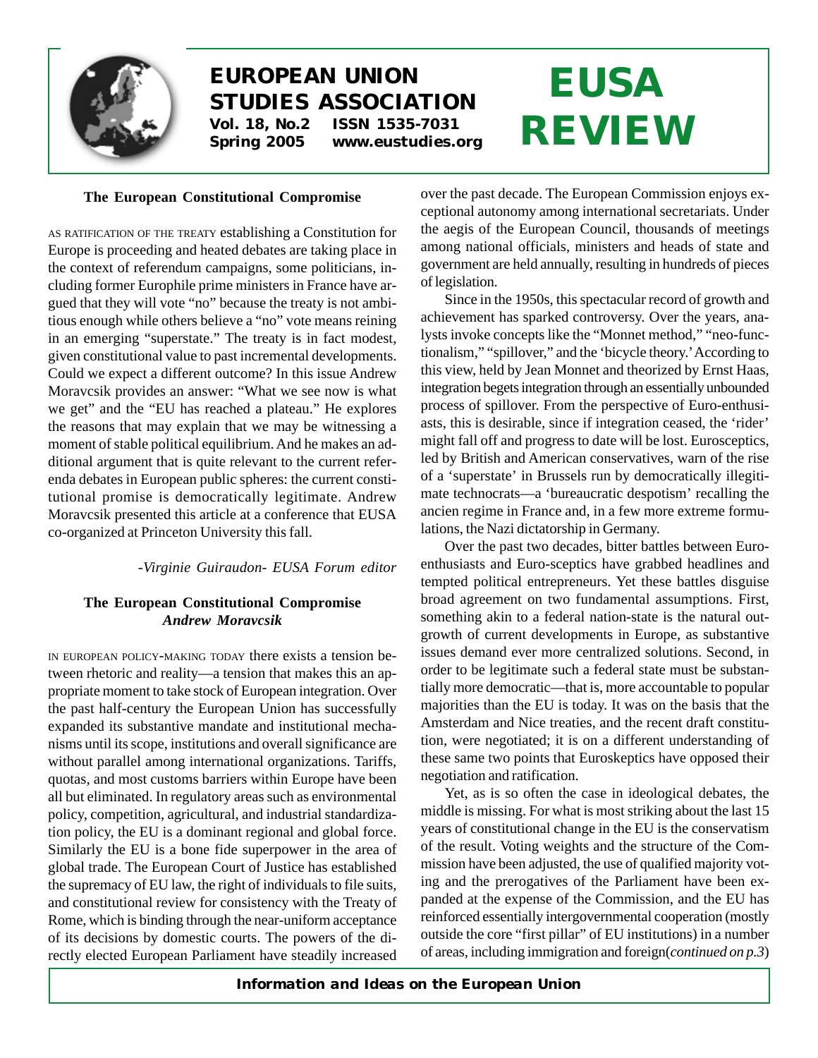# EUROPEAN UNION STUDIES ASSOCIATION

**Vol. 18, No.2 ISSN 1535-7031**
**Spring 2005 www.eustudies.org**

# EUSA REVIEW

### The European Constitutional Compromise

AS RATIFICATION OF THE TREATY establishing a Constitution for Europe is proceeding and heated debates are taking place in the context of referendum campaigns, some politicians, including former Europhile prime ministers in France have argued that they will vote "no" because the treaty is not ambitious enough while others believe a "no" vote means reining in an emerging "superstate." The treaty is in fact modest, given constitutional value to past incremental developments. Could we expect a different outcome? In this issue Andrew Moravcsik provides an answer: "What we see now is what we get" and the "EU has reached a plateau." He explores the reasons that may explain that we may be witnessing a moment of stable political equilibrium. And he makes an additional argument that is quite relevant to the current referenda debates in European public spheres: the current constitutional promise is democratically legitimate. Andrew Moravcsik presented this article at a conference that EUSA co-organized at Princeton University this fall.

*-Virginie Guiraudon- EUSA Forum editor*

### The European Constitutional Compromise
***Andrew Moravcsik***

IN EUROPEAN POLICY-MAKING TODAY there exists a tension between rhetoric and reality—a tension that makes this an appropriate moment to take stock of European integration. Over the past half-century the European Union has successfully expanded its substantive mandate and institutional mechanisms until its scope, institutions and overall significance are without parallel among international organizations. Tariffs, quotas, and most customs barriers within Europe have been all but eliminated. In regulatory areas such as environmental policy, competition, agricultural, and industrial standardization policy, the EU is a dominant regional and global force. Similarly the EU is a bone fide superpower in the area of global trade. The European Court of Justice has established the supremacy of EU law, the right of individuals to file suits, and constitutional review for consistency with the Treaty of Rome, which is binding through the near-uniform acceptance of its decisions by domestic courts. The powers of the directly elected European Parliament have steadily increased over the past decade. The European Commission enjoys exceptional autonomy among international secretariats. Under the aegis of the European Council, thousands of meetings among national officials, ministers and heads of state and government are held annually, resulting in hundreds of pieces of legislation.

Since in the 1950s, this spectacular record of growth and achievement has sparked controversy. Over the years, analysts invoke concepts like the "Monnet method," "neo-functionalism," "spillover," and the 'bicycle theory.' According to this view, held by Jean Monnet and theorized by Ernst Haas, integration begets integration through an essentially unbounded process of spillover. From the perspective of Euro-enthusiasts, this is desirable, since if integration ceased, the 'rider' might fall off and progress to date will be lost. Eurosceptics, led by British and American conservatives, warn of the rise of a 'superstate' in Brussels run by democratically illegitimate technocrats—a 'bureaucratic despotism' recalling the ancien regime in France and, in a few more extreme formulations, the Nazi dictatorship in Germany.

Over the past two decades, bitter battles between Euro-enthusiasts and Euro-sceptics have grabbed headlines and tempted political entrepreneurs. Yet these battles disguise broad agreement on two fundamental assumptions. First, something akin to a federal nation-state is the natural outgrowth of current developments in Europe, as substantive issues demand ever more centralized solutions. Second, in order to be legitimate such a federal state must be substantially more democratic—that is, more accountable to popular majorities than the EU is today. It was on the basis that the Amsterdam and Nice treaties, and the recent draft constitution, were negotiated; it is on a different understanding of these same two points that Euroskeptics have opposed their negotiation and ratification.

Yet, as is so often the case in ideological debates, the middle is missing. For what is most striking about the last 15 years of constitutional change in the EU is the conservatism of the result. Voting weights and the structure of the Commission have been adjusted, the use of qualified majority voting and the prerogatives of the Parliament have been expanded at the expense of the Commission, and the EU has reinforced essentially intergovernmental cooperation (mostly outside the core "first pillar" of EU institutions) in a number of areas, including immigration and foreign(*continued on p.3*)

***Information and Ideas on the European Union***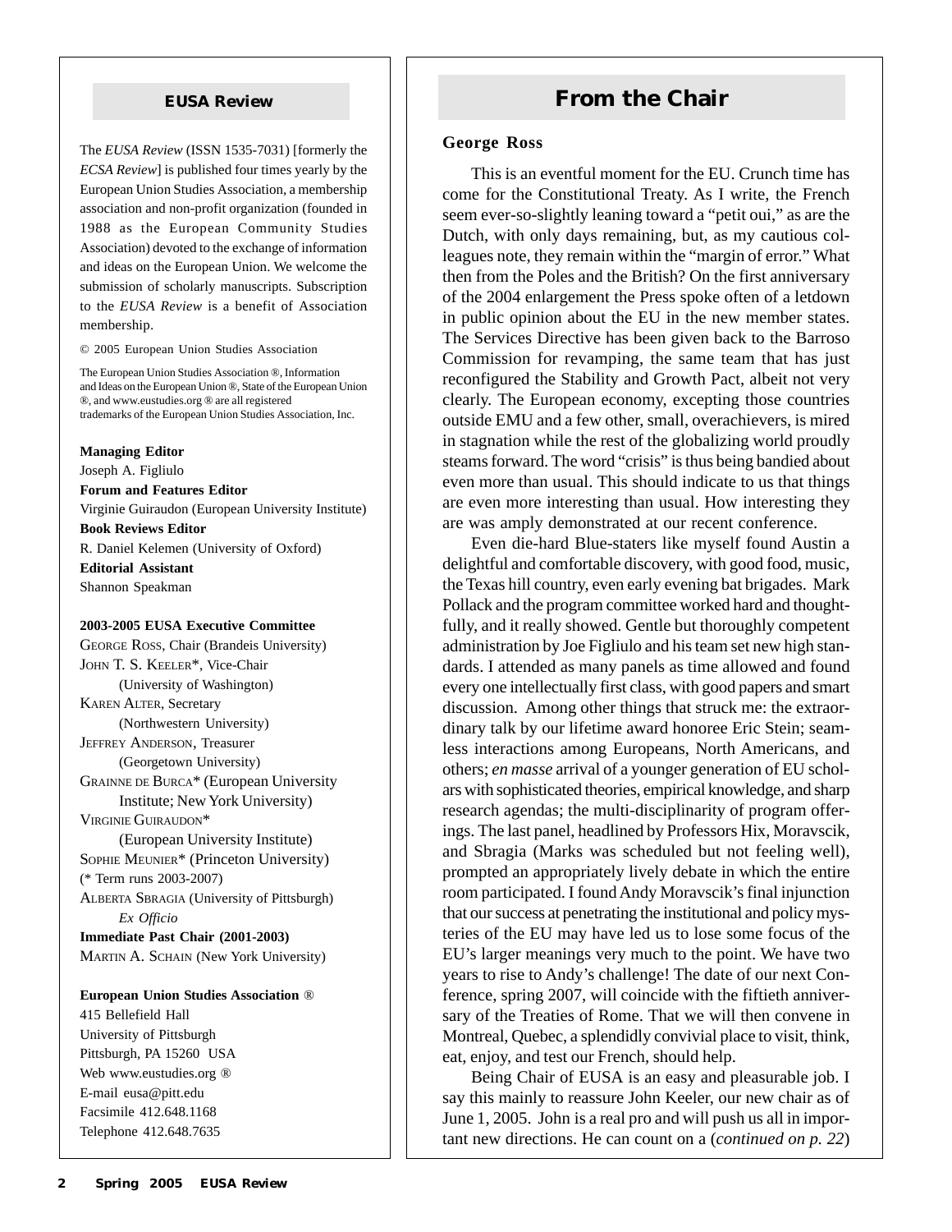## EUSA Review

The *EUSA Review* (ISSN 1535-7031) [formerly the *ECSA Review*] is published four times yearly by the European Union Studies Association, a membership association and non-profit organization (founded in 1988 as the European Community Studies Association) devoted to the exchange of information and ideas on the European Union. We welcome the submission of scholarly manuscripts. Subscription to the *EUSA Review* is a benefit of Association membership.

© 2005 European Union Studies Association

The European Union Studies Association ®, Information and Ideas on the European Union ®, State of the European Union ®, and www.eustudies.org ® are all registered trademarks of the European Union Studies Association, Inc.

**Managing Editor**
Joseph A. Figliulo

**Forum and Features Editor**
Virginie Guiraudon (European University Institute)

**Book Reviews Editor**
R. Daniel Kelemen (University of Oxford)

**Editorial Assistant**
Shannon Speakman

**2003-2005 EUSA Executive Committee**

GEORGE ROSS, Chair (Brandeis University)
JOHN T. S. KEELER*, Vice-Chair (University of Washington)
KAREN ALTER, Secretary (Northwestern University)
JEFFREY ANDERSON, Treasurer (Georgetown University)
GRAINNE DE BURCA* (European University Institute; New York University)
VIRGINIE GUIRAUDON* (European University Institute)
SOPHIE MEUNIER* (Princeton University)
(* Term runs 2003-2007)
ALBERTA SBRAGIA (University of Pittsburgh) *Ex Officio*

**Immediate Past Chair (2001-2003)**
MARTIN A. SCHAIN (New York University)

**European Union Studies Association** ®
415 Bellefield Hall
University of Pittsburgh
Pittsburgh, PA 15260 USA
Web www.eustudies.org ®
E-mail eusa@pitt.edu
Facsimile 412.648.1168
Telephone 412.648.7635

## From the Chair

**George Ross**

This is an eventful moment for the EU. Crunch time has come for the Constitutional Treaty. As I write, the French seem ever-so-slightly leaning toward a "petit oui," as are the Dutch, with only days remaining, but, as my cautious colleagues note, they remain within the "margin of error." What then from the Poles and the British? On the first anniversary of the 2004 enlargement the Press spoke often of a letdown in public opinion about the EU in the new member states. The Services Directive has been given back to the Barroso Commission for revamping, the same team that has just reconfigured the Stability and Growth Pact, albeit not very clearly. The European economy, excepting those countries outside EMU and a few other, small, overachievers, is mired in stagnation while the rest of the globalizing world proudly steams forward. The word "crisis" is thus being bandied about even more than usual. This should indicate to us that things are even more interesting than usual. How interesting they are was amply demonstrated at our recent conference.

Even die-hard Blue-staters like myself found Austin a delightful and comfortable discovery, with good food, music, the Texas hill country, even early evening bat brigades. Mark Pollack and the program committee worked hard and thoughtfully, and it really showed. Gentle but thoroughly competent administration by Joe Figliulo and his team set new high standards. I attended as many panels as time allowed and found every one intellectually first class, with good papers and smart discussion. Among other things that struck me: the extraordinary talk by our lifetime award honoree Eric Stein; seamless interactions among Europeans, North Americans, and others; *en masse* arrival of a younger generation of EU scholars with sophisticated theories, empirical knowledge, and sharp research agendas; the multi-disciplinarity of program offerings. The last panel, headlined by Professors Hix, Moravcsik, and Sbragia (Marks was scheduled but not feeling well), prompted an appropriately lively debate in which the entire room participated. I found Andy Moravcsik's final injunction that our success at penetrating the institutional and policy mysteries of the EU may have led us to lose some focus of the EU's larger meanings very much to the point. We have two years to rise to Andy's challenge! The date of our next Conference, spring 2007, will coincide with the fiftieth anniversary of the Treaties of Rome. That we will then convene in Montreal, Quebec, a splendidly convivial place to visit, think, eat, enjoy, and test our French, should help.

Being Chair of EUSA is an easy and pleasurable job. I say this mainly to reassure John Keeler, our new chair as of June 1, 2005. John is a real pro and will push us all in important new directions. He can count on a (*continued on p. 22*)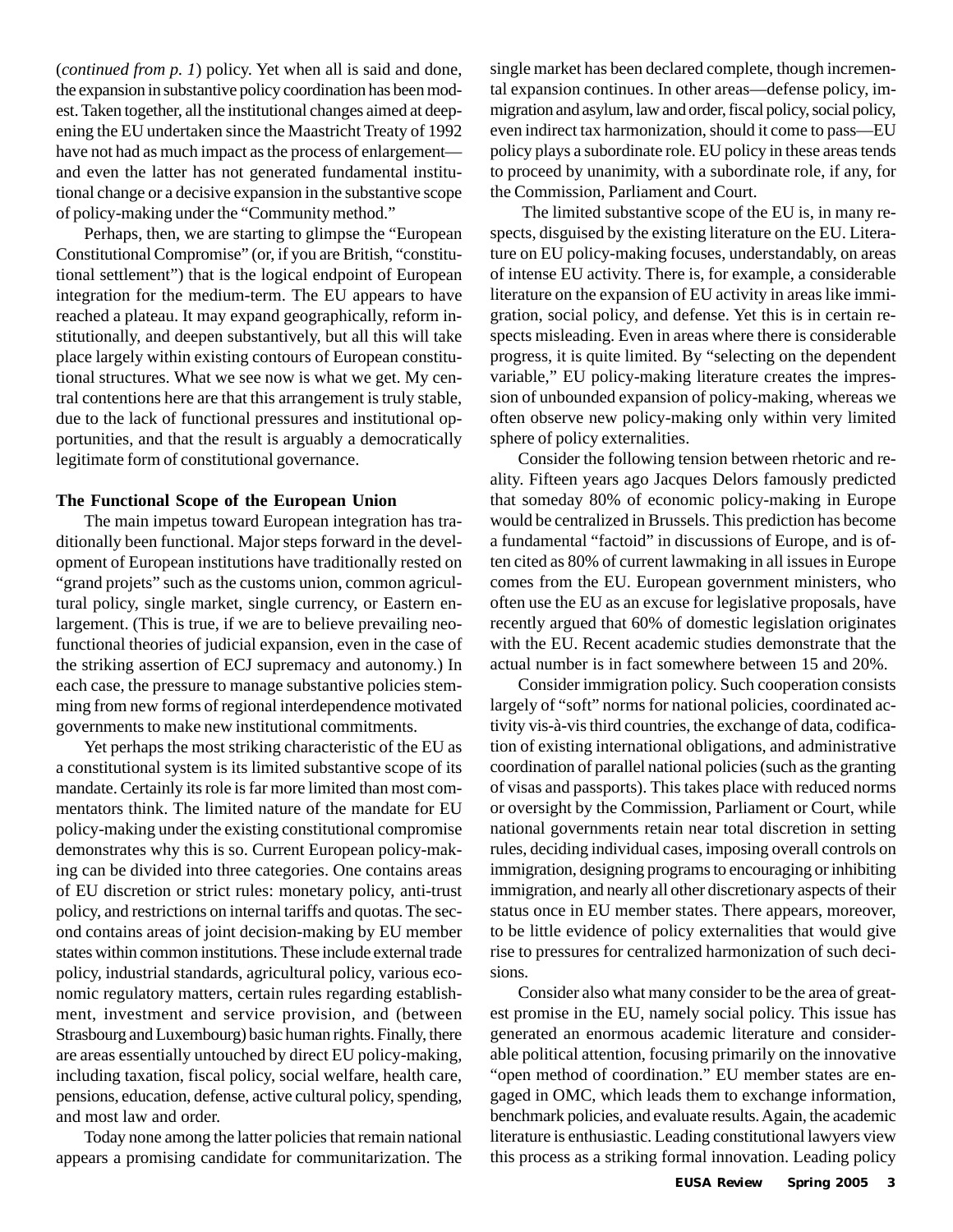(*continued from p. 1*) policy. Yet when all is said and done, the expansion in substantive policy coordination has been modest. Taken together, all the institutional changes aimed at deepening the EU undertaken since the Maastricht Treaty of 1992 have not had as much impact as the process of enlargement—and even the latter has not generated fundamental institutional change or a decisive expansion in the substantive scope of policy-making under the "Community method."

Perhaps, then, we are starting to glimpse the "European Constitutional Compromise" (or, if you are British, "constitutional settlement") that is the logical endpoint of European integration for the medium-term. The EU appears to have reached a plateau. It may expand geographically, reform institutionally, and deepen substantively, but all this will take place largely within existing contours of European constitutional structures. What we see now is what we get. My central contentions here are that this arrangement is truly stable, due to the lack of functional pressures and institutional opportunities, and that the result is arguably a democratically legitimate form of constitutional governance.

**The Functional Scope of the European Union**

The main impetus toward European integration has traditionally been functional. Major steps forward in the development of European institutions have traditionally rested on "grand projets" such as the customs union, common agricultural policy, single market, single currency, or Eastern enlargement. (This is true, if we are to believe prevailing neofunctional theories of judicial expansion, even in the case of the striking assertion of ECJ supremacy and autonomy.) In each case, the pressure to manage substantive policies stemming from new forms of regional interdependence motivated governments to make new institutional commitments.

Yet perhaps the most striking characteristic of the EU as a constitutional system is its limited substantive scope of its mandate. Certainly its role is far more limited than most commentators think. The limited nature of the mandate for EU policy-making under the existing constitutional compromise demonstrates why this is so. Current European policy-making can be divided into three categories. One contains areas of EU discretion or strict rules: monetary policy, anti-trust policy, and restrictions on internal tariffs and quotas. The second contains areas of joint decision-making by EU member states within common institutions. These include external trade policy, industrial standards, agricultural policy, various economic regulatory matters, certain rules regarding establishment, investment and service provision, and (between Strasbourg and Luxembourg) basic human rights. Finally, there are areas essentially untouched by direct EU policy-making, including taxation, fiscal policy, social welfare, health care, pensions, education, defense, active cultural policy, spending, and most law and order.

Today none among the latter policies that remain national appears a promising candidate for communitarization. The single market has been declared complete, though incremental expansion continues. In other areas—defense policy, immigration and asylum, law and order, fiscal policy, social policy, even indirect tax harmonization, should it come to pass—EU policy plays a subordinate role. EU policy in these areas tends to proceed by unanimity, with a subordinate role, if any, for the Commission, Parliament and Court.

The limited substantive scope of the EU is, in many respects, disguised by the existing literature on the EU. Literature on EU policy-making focuses, understandably, on areas of intense EU activity. There is, for example, a considerable literature on the expansion of EU activity in areas like immigration, social policy, and defense. Yet this is in certain respects misleading. Even in areas where there is considerable progress, it is quite limited. By "selecting on the dependent variable," EU policy-making literature creates the impression of unbounded expansion of policy-making, whereas we often observe new policy-making only within very limited sphere of policy externalities.

Consider the following tension between rhetoric and reality. Fifteen years ago Jacques Delors famously predicted that someday 80% of economic policy-making in Europe would be centralized in Brussels. This prediction has become a fundamental "factoid" in discussions of Europe, and is often cited as 80% of current lawmaking in all issues in Europe comes from the EU. European government ministers, who often use the EU as an excuse for legislative proposals, have recently argued that 60% of domestic legislation originates with the EU. Recent academic studies demonstrate that the actual number is in fact somewhere between 15 and 20%.

Consider immigration policy. Such cooperation consists largely of "soft" norms for national policies, coordinated activity vis-à-vis third countries, the exchange of data, codification of existing international obligations, and administrative coordination of parallel national policies (such as the granting of visas and passports). This takes place with reduced norms or oversight by the Commission, Parliament or Court, while national governments retain near total discretion in setting rules, deciding individual cases, imposing overall controls on immigration, designing programs to encouraging or inhibiting immigration, and nearly all other discretionary aspects of their status once in EU member states. There appears, moreover, to be little evidence of policy externalities that would give rise to pressures for centralized harmonization of such decisions.

Consider also what many consider to be the area of greatest promise in the EU, namely social policy. This issue has generated an enormous academic literature and considerable political attention, focusing primarily on the innovative "open method of coordination." EU member states are engaged in OMC, which leads them to exchange information, benchmark policies, and evaluate results. Again, the academic literature is enthusiastic. Leading constitutional lawyers view this process as a striking formal innovation. Leading policy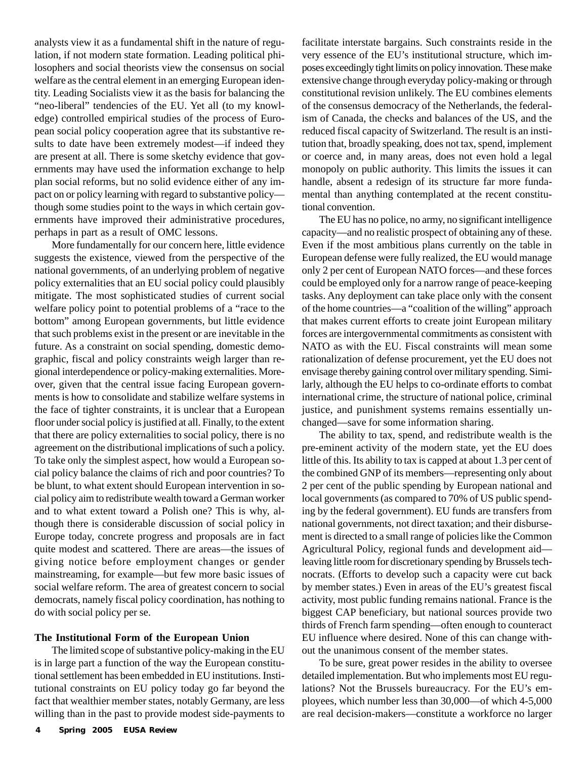analysts view it as a fundamental shift in the nature of regulation, if not modern state formation. Leading political philosophers and social theorists view the consensus on social welfare as the central element in an emerging European identity. Leading Socialists view it as the basis for balancing the "neo-liberal" tendencies of the EU. Yet all (to my knowledge) controlled empirical studies of the process of European social policy cooperation agree that its substantive results to date have been extremely modest—if indeed they are present at all. There is some sketchy evidence that governments may have used the information exchange to help plan social reforms, but no solid evidence either of any impact on or policy learning with regard to substantive policy—though some studies point to the ways in which certain governments have improved their administrative procedures, perhaps in part as a result of OMC lessons.

More fundamentally for our concern here, little evidence suggests the existence, viewed from the perspective of the national governments, of an underlying problem of negative policy externalities that an EU social policy could plausibly mitigate. The most sophisticated studies of current social welfare policy point to potential problems of a "race to the bottom" among European governments, but little evidence that such problems exist in the present or are inevitable in the future. As a constraint on social spending, domestic demographic, fiscal and policy constraints weigh larger than regional interdependence or policy-making externalities. Moreover, given that the central issue facing European governments is how to consolidate and stabilize welfare systems in the face of tighter constraints, it is unclear that a European floor under social policy is justified at all. Finally, to the extent that there are policy externalities to social policy, there is no agreement on the distributional implications of such a policy. To take only the simplest aspect, how would a European social policy balance the claims of rich and poor countries? To be blunt, to what extent should European intervention in social policy aim to redistribute wealth toward a German worker and to what extent toward a Polish one? This is why, although there is considerable discussion of social policy in Europe today, concrete progress and proposals are in fact quite modest and scattered. There are areas—the issues of giving notice before employment changes or gender mainstreaming, for example—but few more basic issues of social welfare reform. The area of greatest concern to social democrats, namely fiscal policy coordination, has nothing to do with social policy per se.

**The Institutional Form of the European Union**

The limited scope of substantive policy-making in the EU is in large part a function of the way the European constitutional settlement has been embedded in EU institutions. Institutional constraints on EU policy today go far beyond the fact that wealthier member states, notably Germany, are less willing than in the past to provide modest side-payments to facilitate interstate bargains. Such constraints reside in the very essence of the EU's institutional structure, which imposes exceedingly tight limits on policy innovation. These make extensive change through everyday policy-making or through constitutional revision unlikely. The EU combines elements of the consensus democracy of the Netherlands, the federalism of Canada, the checks and balances of the US, and the reduced fiscal capacity of Switzerland. The result is an institution that, broadly speaking, does not tax, spend, implement or coerce and, in many areas, does not even hold a legal monopoly on public authority. This limits the issues it can handle, absent a redesign of its structure far more fundamental than anything contemplated at the recent constitutional convention.

The EU has no police, no army, no significant intelligence capacity—and no realistic prospect of obtaining any of these. Even if the most ambitious plans currently on the table in European defense were fully realized, the EU would manage only 2 per cent of European NATO forces—and these forces could be employed only for a narrow range of peace-keeping tasks. Any deployment can take place only with the consent of the home countries—a "coalition of the willing" approach that makes current efforts to create joint European military forces are intergovernmental commitments as consistent with NATO as with the EU. Fiscal constraints will mean some rationalization of defense procurement, yet the EU does not envisage thereby gaining control over military spending. Similarly, although the EU helps to co-ordinate efforts to combat international crime, the structure of national police, criminal justice, and punishment systems remains essentially unchanged—save for some information sharing.

The ability to tax, spend, and redistribute wealth is the pre-eminent activity of the modern state, yet the EU does little of this. Its ability to tax is capped at about 1.3 per cent of the combined GNP of its members—representing only about 2 per cent of the public spending by European national and local governments (as compared to 70% of US public spending by the federal government). EU funds are transfers from national governments, not direct taxation; and their disbursement is directed to a small range of policies like the Common Agricultural Policy, regional funds and development aid—leaving little room for discretionary spending by Brussels technocrats. (Efforts to develop such a capacity were cut back by member states.) Even in areas of the EU's greatest fiscal activity, most public funding remains national. France is the biggest CAP beneficiary, but national sources provide two thirds of French farm spending—often enough to counteract EU influence where desired. None of this can change without the unanimous consent of the member states.

To be sure, great power resides in the ability to oversee detailed implementation. But who implements most EU regulations? Not the Brussels bureaucracy. For the EU's employees, which number less than 30,000—of which 4-5,000 are real decision-makers—constitute a workforce no larger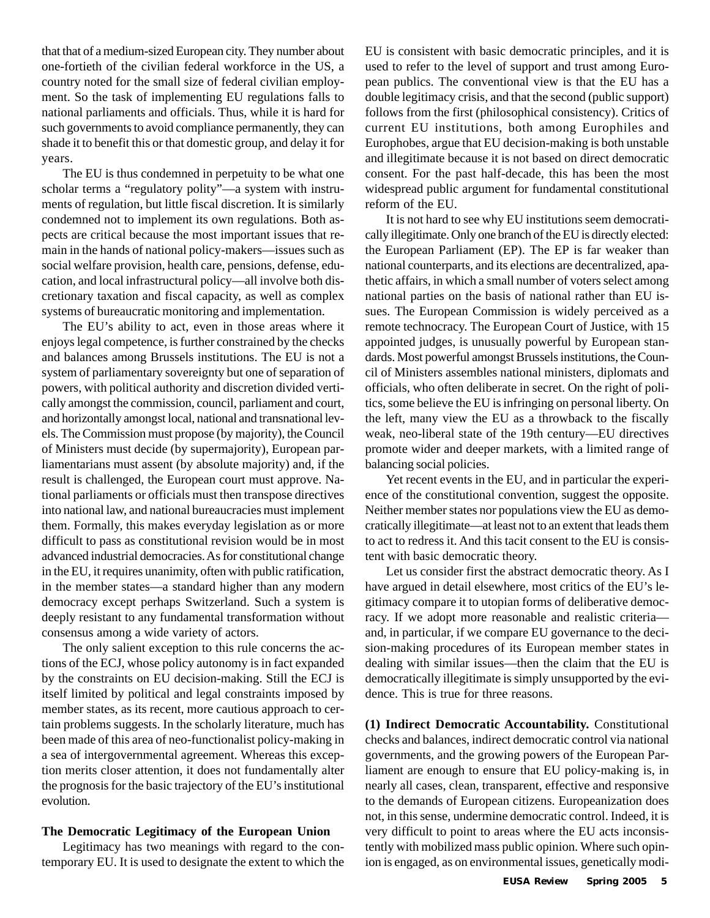that that of a medium-sized European city. They number about one-fortieth of the civilian federal workforce in the US, a country noted for the small size of federal civilian employment. So the task of implementing EU regulations falls to national parliaments and officials. Thus, while it is hard for such governments to avoid compliance permanently, they can shade it to benefit this or that domestic group, and delay it for years.

The EU is thus condemned in perpetuity to be what one scholar terms a "regulatory polity"—a system with instruments of regulation, but little fiscal discretion. It is similarly condemned not to implement its own regulations. Both aspects are critical because the most important issues that remain in the hands of national policy-makers—issues such as social welfare provision, health care, pensions, defense, education, and local infrastructural policy—all involve both discretionary taxation and fiscal capacity, as well as complex systems of bureaucratic monitoring and implementation.

The EU's ability to act, even in those areas where it enjoys legal competence, is further constrained by the checks and balances among Brussels institutions. The EU is not a system of parliamentary sovereignty but one of separation of powers, with political authority and discretion divided vertically amongst the commission, council, parliament and court, and horizontally amongst local, national and transnational levels. The Commission must propose (by majority), the Council of Ministers must decide (by supermajority), European parliamentarians must assent (by absolute majority) and, if the result is challenged, the European court must approve. National parliaments or officials must then transpose directives into national law, and national bureaucracies must implement them. Formally, this makes everyday legislation as or more difficult to pass as constitutional revision would be in most advanced industrial democracies. As for constitutional change in the EU, it requires unanimity, often with public ratification, in the member states—a standard higher than any modern democracy except perhaps Switzerland. Such a system is deeply resistant to any fundamental transformation without consensus among a wide variety of actors.

The only salient exception to this rule concerns the actions of the ECJ, whose policy autonomy is in fact expanded by the constraints on EU decision-making. Still the ECJ is itself limited by political and legal constraints imposed by member states, as its recent, more cautious approach to certain problems suggests. In the scholarly literature, much has been made of this area of neo-functionalist policy-making in a sea of intergovernmental agreement. Whereas this exception merits closer attention, it does not fundamentally alter the prognosis for the basic trajectory of the EU's institutional evolution.

### The Democratic Legitimacy of the European Union

Legitimacy has two meanings with regard to the contemporary EU. It is used to designate the extent to which the EU is consistent with basic democratic principles, and it is used to refer to the level of support and trust among European publics. The conventional view is that the EU has a double legitimacy crisis, and that the second (public support) follows from the first (philosophical consistency). Critics of current EU institutions, both among Europhiles and Europhobes, argue that EU decision-making is both unstable and illegitimate because it is not based on direct democratic consent. For the past half-decade, this has been the most widespread public argument for fundamental constitutional reform of the EU.

It is not hard to see why EU institutions seem democratically illegitimate. Only one branch of the EU is directly elected: the European Parliament (EP). The EP is far weaker than national counterparts, and its elections are decentralized, apathetic affairs, in which a small number of voters select among national parties on the basis of national rather than EU issues. The European Commission is widely perceived as a remote technocracy. The European Court of Justice, with 15 appointed judges, is unusually powerful by European standards. Most powerful amongst Brussels institutions, the Council of Ministers assembles national ministers, diplomats and officials, who often deliberate in secret. On the right of politics, some believe the EU is infringing on personal liberty. On the left, many view the EU as a throwback to the fiscally weak, neo-liberal state of the 19th century—EU directives promote wider and deeper markets, with a limited range of balancing social policies.

Yet recent events in the EU, and in particular the experience of the constitutional convention, suggest the opposite. Neither member states nor populations view the EU as democratically illegitimate—at least not to an extent that leads them to act to redress it. And this tacit consent to the EU is consistent with basic democratic theory.

Let us consider first the abstract democratic theory. As I have argued in detail elsewhere, most critics of the EU's legitimacy compare it to utopian forms of deliberative democracy. If we adopt more reasonable and realistic criteria—and, in particular, if we compare EU governance to the decision-making procedures of its European member states in dealing with similar issues—then the claim that the EU is democratically illegitimate is simply unsupported by the evidence. This is true for three reasons.

**(1) Indirect Democratic Accountability.** Constitutional checks and balances, indirect democratic control via national governments, and the growing powers of the European Parliament are enough to ensure that EU policy-making is, in nearly all cases, clean, transparent, effective and responsive to the demands of European citizens. Europeanization does not, in this sense, undermine democratic control. Indeed, it is very difficult to point to areas where the EU acts inconsistently with mobilized mass public opinion. Where such opinion is engaged, as on environmental issues, genetically modi-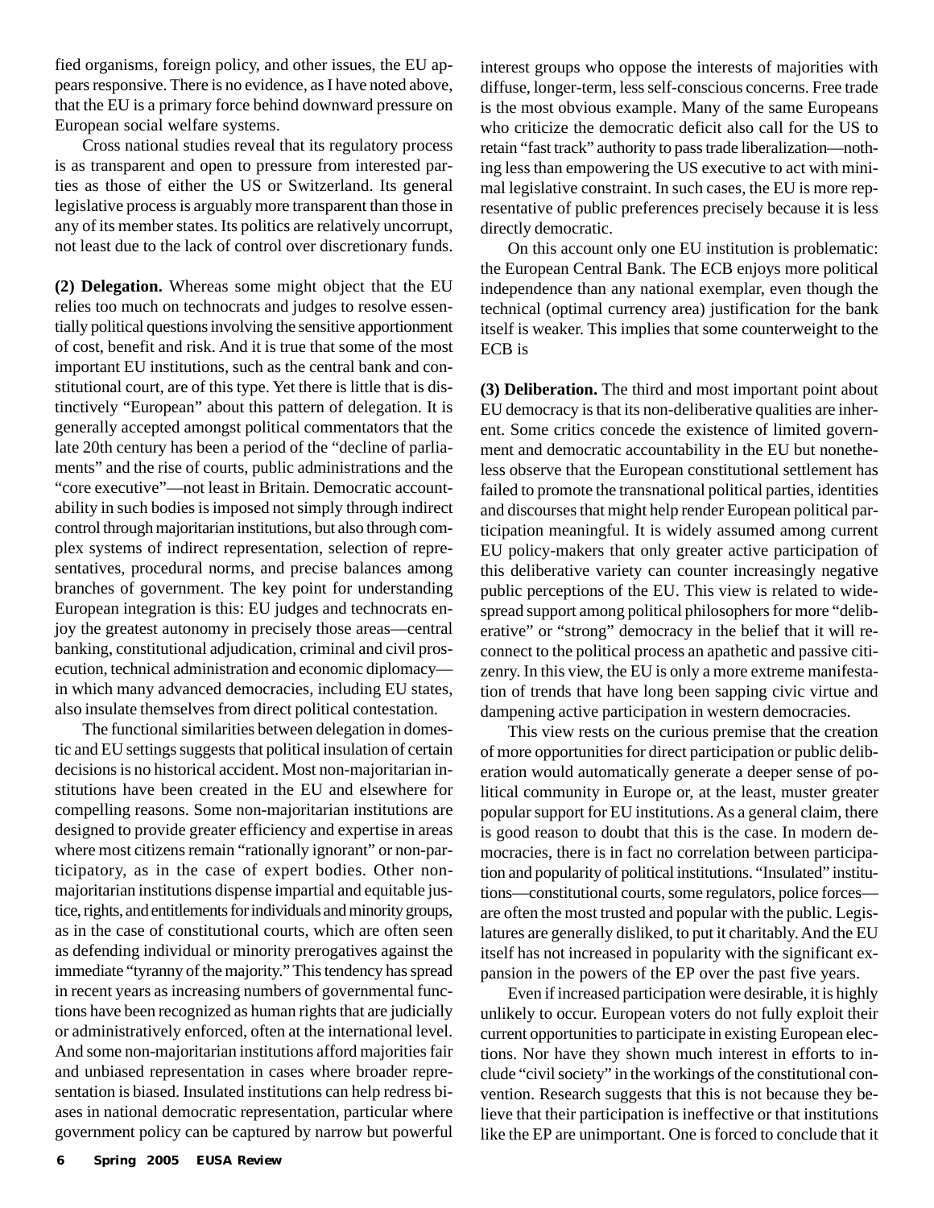fied organisms, foreign policy, and other issues, the EU appears responsive. There is no evidence, as I have noted above, that the EU is a primary force behind downward pressure on European social welfare systems.

Cross national studies reveal that its regulatory process is as transparent and open to pressure from interested parties as those of either the US or Switzerland. Its general legislative process is arguably more transparent than those in any of its member states. Its politics are relatively uncorrupt, not least due to the lack of control over discretionary funds.

**(2) Delegation.** Whereas some might object that the EU relies too much on technocrats and judges to resolve essentially political questions involving the sensitive apportionment of cost, benefit and risk. And it is true that some of the most important EU institutions, such as the central bank and constitutional court, are of this type. Yet there is little that is distinctively "European" about this pattern of delegation. It is generally accepted amongst political commentators that the late 20th century has been a period of the "decline of parliaments" and the rise of courts, public administrations and the "core executive"—not least in Britain. Democratic accountability in such bodies is imposed not simply through indirect control through majoritarian institutions, but also through complex systems of indirect representation, selection of representatives, procedural norms, and precise balances among branches of government. The key point for understanding European integration is this: EU judges and technocrats enjoy the greatest autonomy in precisely those areas—central banking, constitutional adjudication, criminal and civil prosecution, technical administration and economic diplomacy—in which many advanced democracies, including EU states, also insulate themselves from direct political contestation.

The functional similarities between delegation in domestic and EU settings suggests that political insulation of certain decisions is no historical accident. Most non-majoritarian institutions have been created in the EU and elsewhere for compelling reasons. Some non-majoritarian institutions are designed to provide greater efficiency and expertise in areas where most citizens remain "rationally ignorant" or non-participatory, as in the case of expert bodies. Other non-majoritarian institutions dispense impartial and equitable justice, rights, and entitlements for individuals and minority groups, as in the case of constitutional courts, which are often seen as defending individual or minority prerogatives against the immediate "tyranny of the majority." This tendency has spread in recent years as increasing numbers of governmental functions have been recognized as human rights that are judicially or administratively enforced, often at the international level. And some non-majoritarian institutions afford majorities fair and unbiased representation in cases where broader representation is biased. Insulated institutions can help redress biases in national democratic representation, particular where government policy can be captured by narrow but powerful interest groups who oppose the interests of majorities with diffuse, longer-term, less self-conscious concerns. Free trade is the most obvious example. Many of the same Europeans who criticize the democratic deficit also call for the US to retain "fast track" authority to pass trade liberalization—nothing less than empowering the US executive to act with minimal legislative constraint. In such cases, the EU is more representative of public preferences precisely because it is less directly democratic.

On this account only one EU institution is problematic: the European Central Bank. The ECB enjoys more political independence than any national exemplar, even though the technical (optimal currency area) justification for the bank itself is weaker. This implies that some counterweight to the ECB is

**(3) Deliberation.** The third and most important point about EU democracy is that its non-deliberative qualities are inherent. Some critics concede the existence of limited government and democratic accountability in the EU but nonetheless observe that the European constitutional settlement has failed to promote the transnational political parties, identities and discourses that might help render European political participation meaningful. It is widely assumed among current EU policy-makers that only greater active participation of this deliberative variety can counter increasingly negative public perceptions of the EU. This view is related to widespread support among political philosophers for more "deliberative" or "strong" democracy in the belief that it will reconnect to the political process an apathetic and passive citizenry. In this view, the EU is only a more extreme manifestation of trends that have long been sapping civic virtue and dampening active participation in western democracies.

This view rests on the curious premise that the creation of more opportunities for direct participation or public deliberation would automatically generate a deeper sense of political community in Europe or, at the least, muster greater popular support for EU institutions. As a general claim, there is good reason to doubt that this is the case. In modern democracies, there is in fact no correlation between participation and popularity of political institutions. "Insulated" institutions—constitutional courts, some regulators, police forces—are often the most trusted and popular with the public. Legislatures are generally disliked, to put it charitably. And the EU itself has not increased in popularity with the significant expansion in the powers of the EP over the past five years.

Even if increased participation were desirable, it is highly unlikely to occur. European voters do not fully exploit their current opportunities to participate in existing European elections. Nor have they shown much interest in efforts to include "civil society" in the workings of the constitutional convention. Research suggests that this is not because they believe that their participation is ineffective or that institutions like the EP are unimportant. One is forced to conclude that it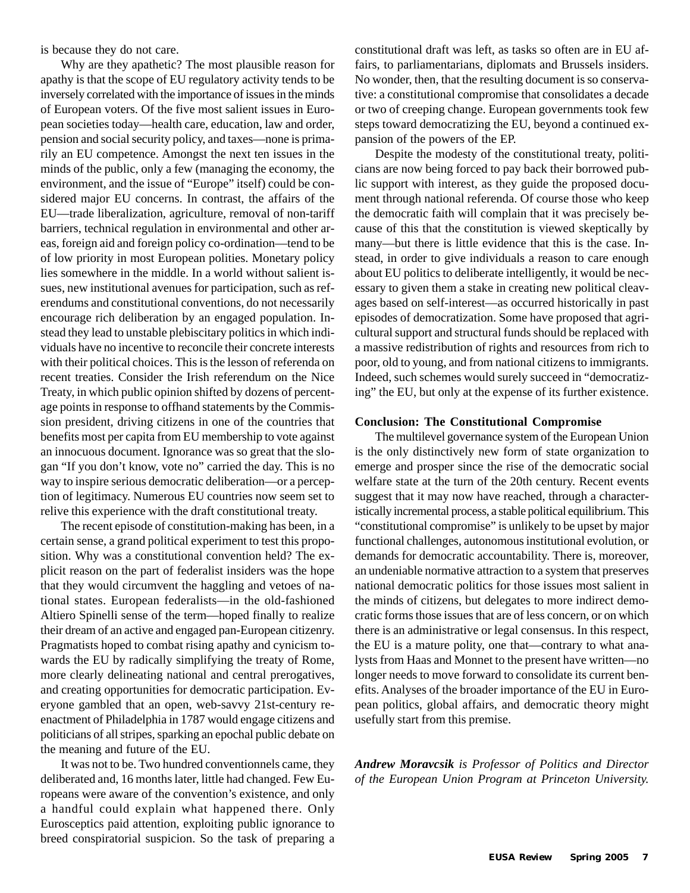is because they do not care.

Why are they apathetic? The most plausible reason for apathy is that the scope of EU regulatory activity tends to be inversely correlated with the importance of issues in the minds of European voters. Of the five most salient issues in European societies today—health care, education, law and order, pension and social security policy, and taxes—none is primarily an EU competence. Amongst the next ten issues in the minds of the public, only a few (managing the economy, the environment, and the issue of "Europe" itself) could be considered major EU concerns. In contrast, the affairs of the EU—trade liberalization, agriculture, removal of non-tariff barriers, technical regulation in environmental and other areas, foreign aid and foreign policy co-ordination—tend to be of low priority in most European polities. Monetary policy lies somewhere in the middle. In a world without salient issues, new institutional avenues for participation, such as referendums and constitutional conventions, do not necessarily encourage rich deliberation by an engaged population. Instead they lead to unstable plebiscitary politics in which individuals have no incentive to reconcile their concrete interests with their political choices. This is the lesson of referenda on recent treaties. Consider the Irish referendum on the Nice Treaty, in which public opinion shifted by dozens of percentage points in response to offhand statements by the Commission president, driving citizens in one of the countries that benefits most per capita from EU membership to vote against an innocuous document. Ignorance was so great that the slogan "If you don't know, vote no" carried the day. This is no way to inspire serious democratic deliberation—or a perception of legitimacy. Numerous EU countries now seem set to relive this experience with the draft constitutional treaty.

The recent episode of constitution-making has been, in a certain sense, a grand political experiment to test this proposition. Why was a constitutional convention held? The explicit reason on the part of federalist insiders was the hope that they would circumvent the haggling and vetoes of national states. European federalists—in the old-fashioned Altiero Spinelli sense of the term—hoped finally to realize their dream of an active and engaged pan-European citizenry. Pragmatists hoped to combat rising apathy and cynicism towards the EU by radically simplifying the treaty of Rome, more clearly delineating national and central prerogatives, and creating opportunities for democratic participation. Everyone gambled that an open, web-savvy 21st-century reenactment of Philadelphia in 1787 would engage citizens and politicians of all stripes, sparking an epochal public debate on the meaning and future of the EU.

It was not to be. Two hundred conventionnels came, they deliberated and, 16 months later, little had changed. Few Europeans were aware of the convention's existence, and only a handful could explain what happened there. Only Eurosceptics paid attention, exploiting public ignorance to breed conspiratorial suspicion. So the task of preparing a constitutional draft was left, as tasks so often are in EU affairs, to parliamentarians, diplomats and Brussels insiders. No wonder, then, that the resulting document is so conservative: a constitutional compromise that consolidates a decade or two of creeping change. European governments took few steps toward democratizing the EU, beyond a continued expansion of the powers of the EP.

Despite the modesty of the constitutional treaty, politicians are now being forced to pay back their borrowed public support with interest, as they guide the proposed document through national referenda. Of course those who keep the democratic faith will complain that it was precisely because of this that the constitution is viewed skeptically by many—but there is little evidence that this is the case. Instead, in order to give individuals a reason to care enough about EU politics to deliberate intelligently, it would be necessary to given them a stake in creating new political cleavages based on self-interest—as occurred historically in past episodes of democratization. Some have proposed that agricultural support and structural funds should be replaced with a massive redistribution of rights and resources from rich to poor, old to young, and from national citizens to immigrants. Indeed, such schemes would surely succeed in "democratizing" the EU, but only at the expense of its further existence.

### Conclusion: The Constitutional Compromise

The multilevel governance system of the European Union is the only distinctively new form of state organization to emerge and prosper since the rise of the democratic social welfare state at the turn of the 20th century. Recent events suggest that it may now have reached, through a characteristically incremental process, a stable political equilibrium. This "constitutional compromise" is unlikely to be upset by major functional challenges, autonomous institutional evolution, or demands for democratic accountability. There is, moreover, an undeniable normative attraction to a system that preserves national democratic politics for those issues most salient in the minds of citizens, but delegates to more indirect democratic forms those issues that are of less concern, or on which there is an administrative or legal consensus. In this respect, the EU is a mature polity, one that—contrary to what analysts from Haas and Monnet to the present have written—no longer needs to move forward to consolidate its current benefits. Analyses of the broader importance of the EU in European politics, global affairs, and democratic theory might usefully start from this premise.

***Andrew Moravcsik** is Professor of Politics and Director of the European Union Program at Princeton University.*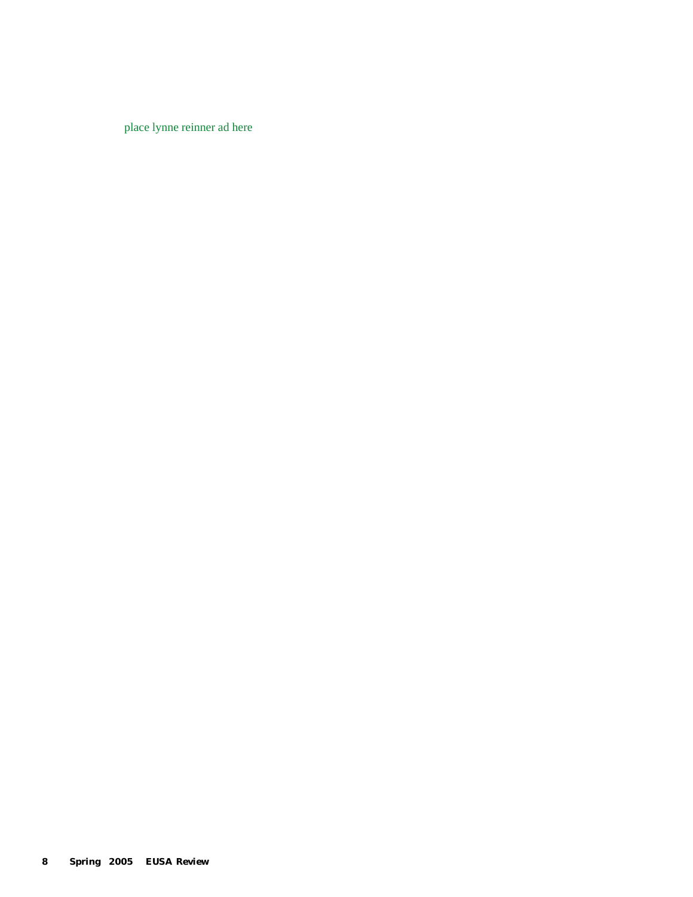place lynne reinner ad here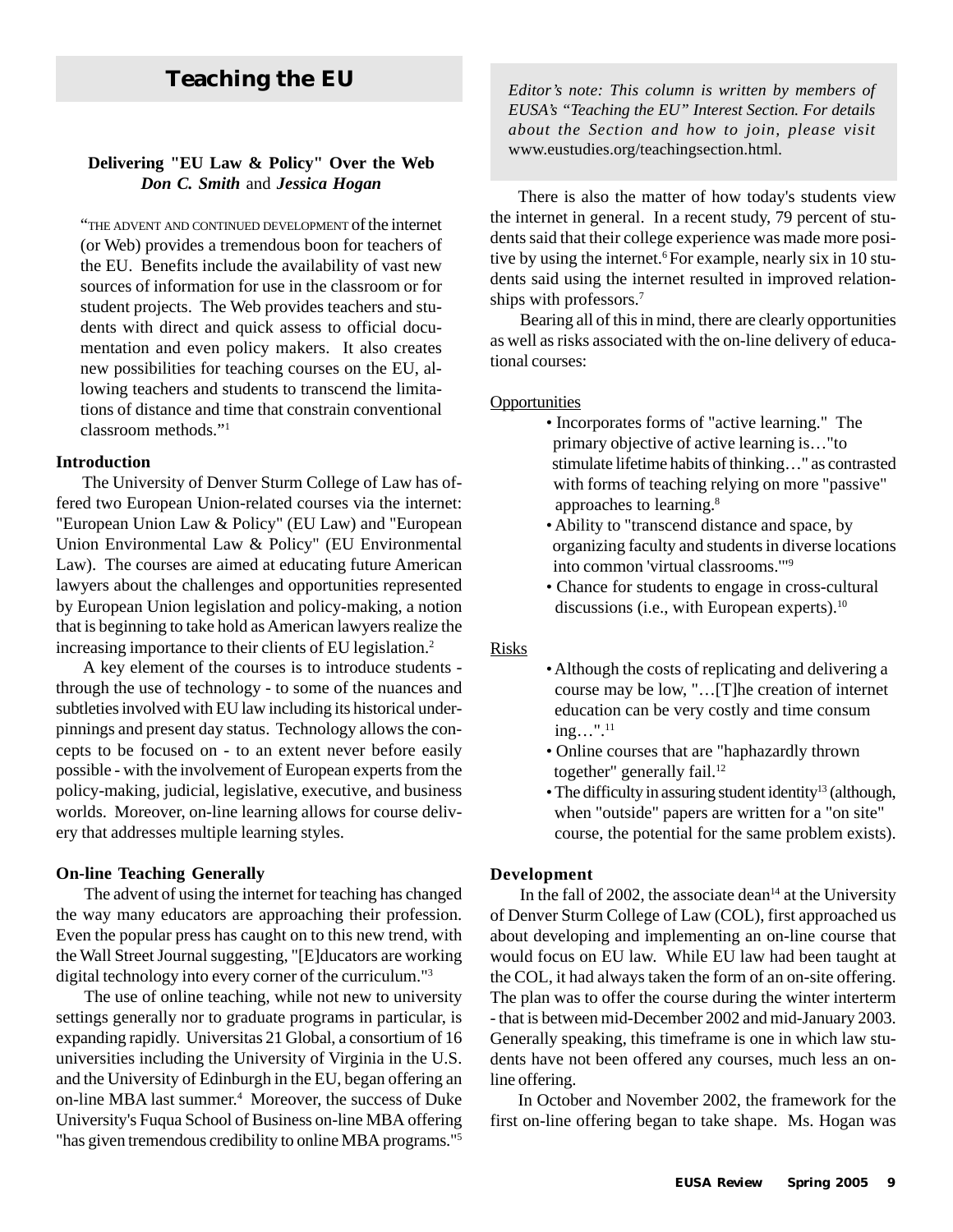# Teaching the EU

*Editor's note: This column is written by members of EUSA's "Teaching the EU" Interest Section. For details about the Section and how to join, please visit* www.eustudies.org/teachingsection.html.

## Delivering "EU Law & Policy" Over the Web

***Don C. Smith*** and ***Jessica Hogan***

"THE ADVENT AND CONTINUED DEVELOPMENT of the internet (or Web) provides a tremendous boon for teachers of the EU. Benefits include the availability of vast new sources of information for use in the classroom or for student projects. The Web provides teachers and students with direct and quick assess to official documentation and even policy makers. It also creates new possibilities for teaching courses on the EU, allowing teachers and students to transcend the limitations of distance and time that constrain conventional classroom methods."[1]

### Introduction

The University of Denver Sturm College of Law has offered two European Union-related courses via the internet: "European Union Law & Policy" (EU Law) and "European Union Environmental Law & Policy" (EU Environmental Law). The courses are aimed at educating future American lawyers about the challenges and opportunities represented by European Union legislation and policy-making, a notion that is beginning to take hold as American lawyers realize the increasing importance to their clients of EU legislation.[2]

A key element of the courses is to introduce students - through the use of technology - to some of the nuances and subtleties involved with EU law including its historical underpinnings and present day status. Technology allows the concepts to be focused on - to an extent never before easily possible - with the involvement of European experts from the policy-making, judicial, legislative, executive, and business worlds. Moreover, on-line learning allows for course delivery that addresses multiple learning styles.

### On-line Teaching Generally

The advent of using the internet for teaching has changed the way many educators are approaching their profession. Even the popular press has caught on to this new trend, with the Wall Street Journal suggesting, "[E]ducators are working digital technology into every corner of the curriculum."[3]

The use of online teaching, while not new to university settings generally nor to graduate programs in particular, is expanding rapidly. Universitas 21 Global, a consortium of 16 universities including the University of Virginia in the U.S. and the University of Edinburgh in the EU, began offering an on-line MBA last summer.[4] Moreover, the success of Duke University's Fuqua School of Business on-line MBA offering "has given tremendous credibility to online MBA programs."[5]

There is also the matter of how today's students view the internet in general. In a recent study, 79 percent of students said that their college experience was made more positive by using the internet.[6] For example, nearly six in 10 students said using the internet resulted in improved relationships with professors.[7]

Bearing all of this in mind, there are clearly opportunities as well as risks associated with the on-line delivery of educational courses:

Opportunities

- Incorporates forms of "active learning." The primary objective of active learning is…"to stimulate lifetime habits of thinking…" as contrasted with forms of teaching relying on more "passive" approaches to learning.[8]
- Ability to "transcend distance and space, by organizing faculty and students in diverse locations into common 'virtual classrooms.'"[9]
- Chance for students to engage in cross-cultural discussions (i.e., with European experts).[10]

Risks

- Although the costs of replicating and delivering a course may be low, "…[T]he creation of internet education can be very costly and time consum ing…".[11]
- Online courses that are "haphazardly thrown together" generally fail.[12]
- The difficulty in assuring student identity[13] (although, when "outside" papers are written for a "on site" course, the potential for the same problem exists).

### Development

In the fall of 2002, the associate dean[14] at the University of Denver Sturm College of Law (COL), first approached us about developing and implementing an on-line course that would focus on EU law. While EU law had been taught at the COL, it had always taken the form of an on-site offering. The plan was to offer the course during the winter interterm - that is between mid-December 2002 and mid-January 2003. Generally speaking, this timeframe is one in which law students have not been offered any courses, much less an on-line offering.

In October and November 2002, the framework for the first on-line offering began to take shape. Ms. Hogan was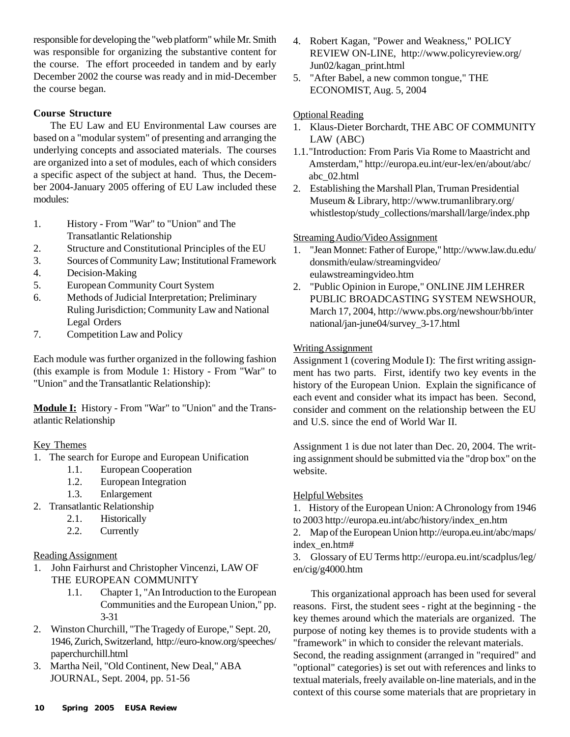responsible for developing the "web platform" while Mr. Smith was responsible for organizing the substantive content for the course. The effort proceeded in tandem and by early December 2002 the course was ready and in mid-December the course began.

**Course Structure**

The EU Law and EU Environmental Law courses are based on a "modular system" of presenting and arranging the underlying concepts and associated materials. The courses are organized into a set of modules, each of which considers a specific aspect of the subject at hand. Thus, the December 2004-January 2005 offering of EU Law included these modules:

1. History - From "War" to "Union" and The Transatlantic Relationship
2. Structure and Constitutional Principles of the EU
3. Sources of Community Law; Institutional Framework
4. Decision-Making
5. European Community Court System
6. Methods of Judicial Interpretation; Preliminary Ruling Jurisdiction; Community Law and National Legal Orders
7. Competition Law and Policy

Each module was further organized in the following fashion (this example is from Module 1: History - From "War" to "Union" and the Transatlantic Relationship):

**Module I:** History - From "War" to "Union" and the Transatlantic Relationship

Key Themes

1. The search for Europe and European Unification
   - 1.1. European Cooperation
   - 1.2. European Integration
   - 1.3. Enlargement
2. Transatlantic Relationship
   - 2.1. Historically
   - 2.2. Currently

Reading Assignment

1. John Fairhurst and Christopher Vincenzi, LAW OF THE EUROPEAN COMMUNITY
   - 1.1. Chapter 1, "An Introduction to the European Communities and the European Union," pp. 3-31
2. Winston Churchill, "The Tragedy of Europe," Sept. 20, 1946, Zurich, Switzerland, http://euro-know.org/speeches/paperchurchill.html
3. Martha Neil, "Old Continent, New Deal," ABA JOURNAL, Sept. 2004, pp. 51-56
4. Robert Kagan, "Power and Weakness," POLICY REVIEW ON-LINE, http://www.policyreview.org/Jun02/kagan_print.html
5. "After Babel, a new common tongue," THE ECONOMIST, Aug. 5, 2004

Optional Reading

1. Klaus-Dieter Borchardt, THE ABC OF COMMUNITY LAW (ABC)

1.1. "Introduction: From Paris Via Rome to Maastricht and Amsterdam," http://europa.eu.int/eur-lex/en/about/abc/abc_02.html

2. Establishing the Marshall Plan, Truman Presidential Museum & Library, http://www.trumanlibrary.org/whistlestop/study_collections/marshall/large/index.php

Streaming Audio/Video Assignment

1. "Jean Monnet: Father of Europe," http://www.law.du.edu/donsmith/eulaw/streamingvideo/eulawstreamingvideo.htm
2. "Public Opinion in Europe," ONLINE JIM LEHRER PUBLIC BROADCASTING SYSTEM NEWSHOUR, March 17, 2004, http://www.pbs.org/newshour/bb/international/jan-june04/survey_3-17.html

Writing Assignment

Assignment 1 (covering Module I): The first writing assignment has two parts. First, identify two key events in the history of the European Union. Explain the significance of each event and consider what its impact has been. Second, consider and comment on the relationship between the EU and U.S. since the end of World War II.

Assignment 1 is due not later than Dec. 20, 2004. The writing assignment should be submitted via the "drop box" on the website.

Helpful Websites

1. History of the European Union: A Chronology from 1946 to 2003 http://europa.eu.int/abc/history/index_en.htm
2. Map of the European Union http://europa.eu.int/abc/maps/index_en.htm#
3. Glossary of EU Terms http://europa.eu.int/scadplus/leg/en/cig/g4000.htm

This organizational approach has been used for several reasons. First, the student sees - right at the beginning - the key themes around which the materials are organized. The purpose of noting key themes is to provide students with a "framework" in which to consider the relevant materials. Second, the reading assignment (arranged in "required" and "optional" categories) is set out with references and links to textual materials, freely available on-line materials, and in the context of this course some materials that are proprietary in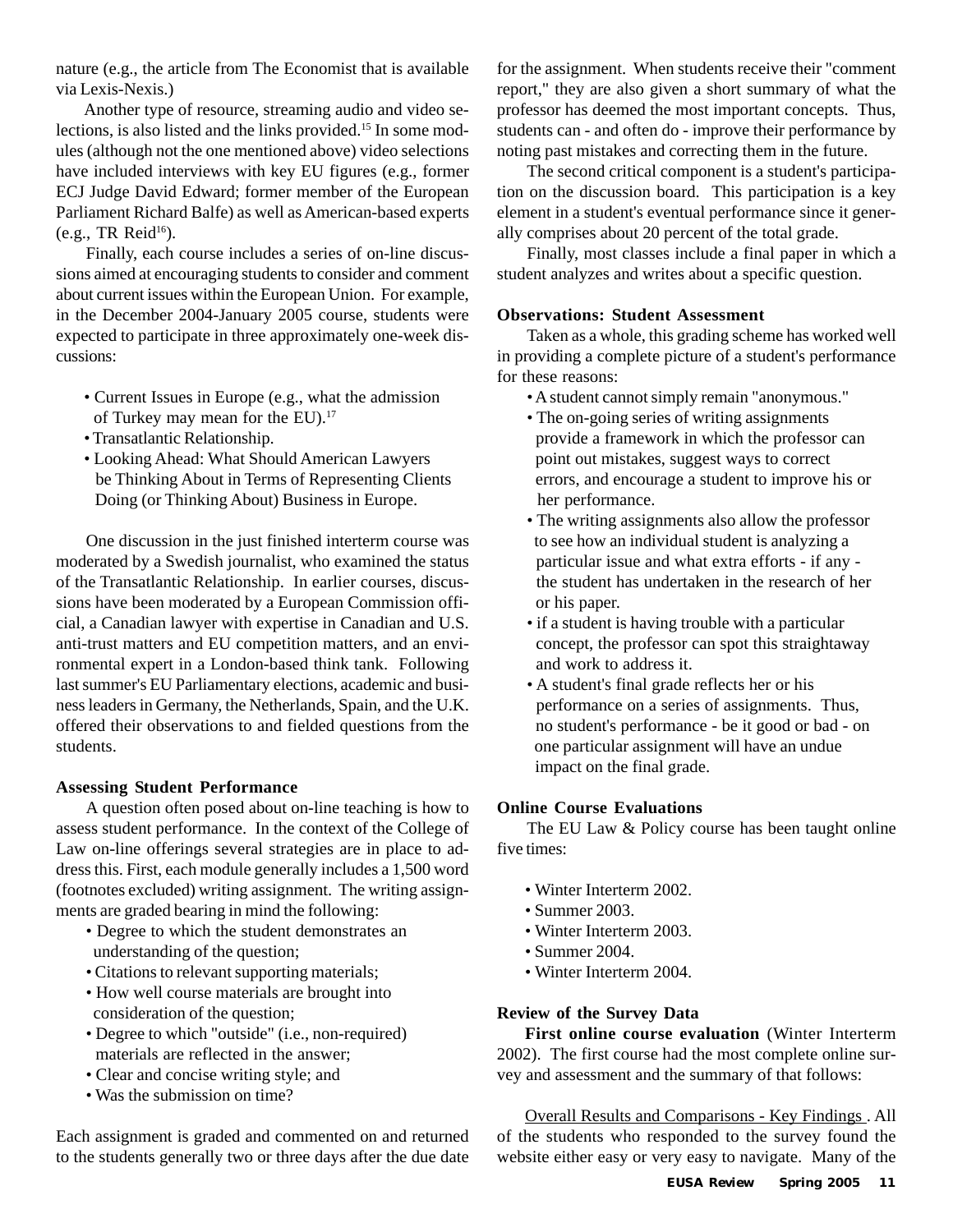nature (e.g., the article from The Economist that is available via Lexis-Nexis.)

Another type of resource, streaming audio and video selections, is also listed and the links provided.[15] In some modules (although not the one mentioned above) video selections have included interviews with key EU figures (e.g., former ECJ Judge David Edward; former member of the European Parliament Richard Balfe) as well as American-based experts (e.g., TR Reid[16]).

Finally, each course includes a series of on-line discussions aimed at encouraging students to consider and comment about current issues within the European Union. For example, in the December 2004-January 2005 course, students were expected to participate in three approximately one-week discussions:

- Current Issues in Europe (e.g., what the admission of Turkey may mean for the EU).[17]
- Transatlantic Relationship.
- Looking Ahead: What Should American Lawyers be Thinking About in Terms of Representing Clients Doing (or Thinking About) Business in Europe.

One discussion in the just finished interterm course was moderated by a Swedish journalist, who examined the status of the Transatlantic Relationship. In earlier courses, discussions have been moderated by a European Commission official, a Canadian lawyer with expertise in Canadian and U.S. anti-trust matters and EU competition matters, and an environmental expert in a London-based think tank. Following last summer's EU Parliamentary elections, academic and business leaders in Germany, the Netherlands, Spain, and the U.K. offered their observations to and fielded questions from the students.

**Assessing Student Performance**

A question often posed about on-line teaching is how to assess student performance. In the context of the College of Law on-line offerings several strategies are in place to address this. First, each module generally includes a 1,500 word (footnotes excluded) writing assignment. The writing assignments are graded bearing in mind the following:

- Degree to which the student demonstrates an understanding of the question;
- Citations to relevant supporting materials;
- How well course materials are brought into consideration of the question;
- Degree to which "outside" (i.e., non-required) materials are reflected in the answer;
- Clear and concise writing style; and
- Was the submission on time?

Each assignment is graded and commented on and returned to the students generally two or three days after the due date for the assignment. When students receive their "comment report," they are also given a short summary of what the professor has deemed the most important concepts. Thus, students can - and often do - improve their performance by noting past mistakes and correcting them in the future.

The second critical component is a student's participation on the discussion board. This participation is a key element in a student's eventual performance since it generally comprises about 20 percent of the total grade.

Finally, most classes include a final paper in which a student analyzes and writes about a specific question.

**Observations: Student Assessment**

Taken as a whole, this grading scheme has worked well in providing a complete picture of a student's performance for these reasons:

- A student cannot simply remain "anonymous."
- The on-going series of writing assignments provide a framework in which the professor can point out mistakes, suggest ways to correct errors, and encourage a student to improve his or her performance.
- The writing assignments also allow the professor to see how an individual student is analyzing a particular issue and what extra efforts - if any - the student has undertaken in the research of her or his paper.
- if a student is having trouble with a particular concept, the professor can spot this straightaway and work to address it.
- A student's final grade reflects her or his performance on a series of assignments. Thus, no student's performance - be it good or bad - on one particular assignment will have an undue impact on the final grade.

**Online Course Evaluations**

The EU Law & Policy course has been taught online five times:

- Winter Interterm 2002.
- Summer 2003.
- Winter Interterm 2003.
- Summer 2004.
- Winter Interterm 2004.

**Review of the Survey Data**

**First online course evaluation** (Winter Interterm 2002). The first course had the most complete online survey and assessment and the summary of that follows:

Overall Results and Comparisons - Key Findings . All of the students who responded to the survey found the website either easy or very easy to navigate. Many of the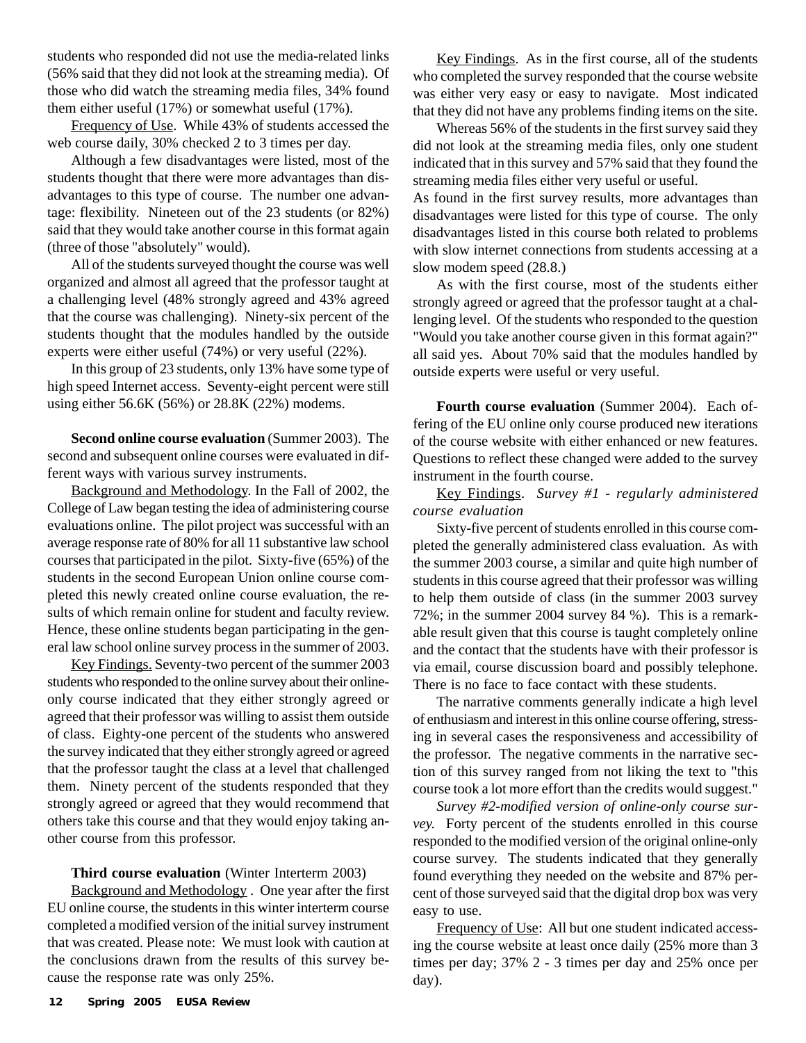students who responded did not use the media-related links (56% said that they did not look at the streaming media). Of those who did watch the streaming media files, 34% found them either useful (17%) or somewhat useful (17%).

Frequency of Use. While 43% of students accessed the web course daily, 30% checked 2 to 3 times per day.

Although a few disadvantages were listed, most of the students thought that there were more advantages than disadvantages to this type of course. The number one advantage: flexibility. Nineteen out of the 23 students (or 82%) said that they would take another course in this format again (three of those "absolutely" would).

All of the students surveyed thought the course was well organized and almost all agreed that the professor taught at a challenging level (48% strongly agreed and 43% agreed that the course was challenging). Ninety-six percent of the students thought that the modules handled by the outside experts were either useful (74%) or very useful (22%).

In this group of 23 students, only 13% have some type of high speed Internet access. Seventy-eight percent were still using either 56.6K (56%) or 28.8K (22%) modems.

**Second online course evaluation** (Summer 2003). The second and subsequent online courses were evaluated in different ways with various survey instruments.

Background and Methodology. In the Fall of 2002, the College of Law began testing the idea of administering course evaluations online. The pilot project was successful with an average response rate of 80% for all 11 substantive law school courses that participated in the pilot. Sixty-five (65%) of the students in the second European Union online course completed this newly created online course evaluation, the results of which remain online for student and faculty review. Hence, these online students began participating in the general law school online survey process in the summer of 2003.

Key Findings. Seventy-two percent of the summer 2003 students who responded to the online survey about their online-only course indicated that they either strongly agreed or agreed that their professor was willing to assist them outside of class. Eighty-one percent of the students who answered the survey indicated that they either strongly agreed or agreed that the professor taught the class at a level that challenged them. Ninety percent of the students responded that they strongly agreed or agreed that they would recommend that others take this course and that they would enjoy taking another course from this professor.

**Third course evaluation** (Winter Interterm 2003)

Background and Methodology . One year after the first EU online course, the students in this winter interterm course completed a modified version of the initial survey instrument that was created. Please note: We must look with caution at the conclusions drawn from the results of this survey because the response rate was only 25%.

Key Findings. As in the first course, all of the students who completed the survey responded that the course website was either very easy or easy to navigate. Most indicated that they did not have any problems finding items on the site.

Whereas 56% of the students in the first survey said they did not look at the streaming media files, only one student indicated that in this survey and 57% said that they found the streaming media files either very useful or useful.

As found in the first survey results, more advantages than disadvantages were listed for this type of course. The only disadvantages listed in this course both related to problems with slow internet connections from students accessing at a slow modem speed (28.8.)

As with the first course, most of the students either strongly agreed or agreed that the professor taught at a challenging level. Of the students who responded to the question "Would you take another course given in this format again?" all said yes. About 70% said that the modules handled by outside experts were useful or very useful.

**Fourth course evaluation** (Summer 2004). Each offering of the EU online only course produced new iterations of the course website with either enhanced or new features. Questions to reflect these changed were added to the survey instrument in the fourth course.

Key Findings. *Survey #1 - regularly administered course evaluation*

Sixty-five percent of students enrolled in this course completed the generally administered class evaluation. As with the summer 2003 course, a similar and quite high number of students in this course agreed that their professor was willing to help them outside of class (in the summer 2003 survey 72%; in the summer 2004 survey 84 %). This is a remarkable result given that this course is taught completely online and the contact that the students have with their professor is via email, course discussion board and possibly telephone. There is no face to face contact with these students.

The narrative comments generally indicate a high level of enthusiasm and interest in this online course offering, stressing in several cases the responsiveness and accessibility of the professor. The negative comments in the narrative section of this survey ranged from not liking the text to "this course took a lot more effort than the credits would suggest."

*Survey #2-modified version of online-only course survey.* Forty percent of the students enrolled in this course responded to the modified version of the original online-only course survey. The students indicated that they generally found everything they needed on the website and 87% percent of those surveyed said that the digital drop box was very easy to use.

Frequency of Use: All but one student indicated accessing the course website at least once daily (25% more than 3 times per day; 37% 2 - 3 times per day and 25% once per day).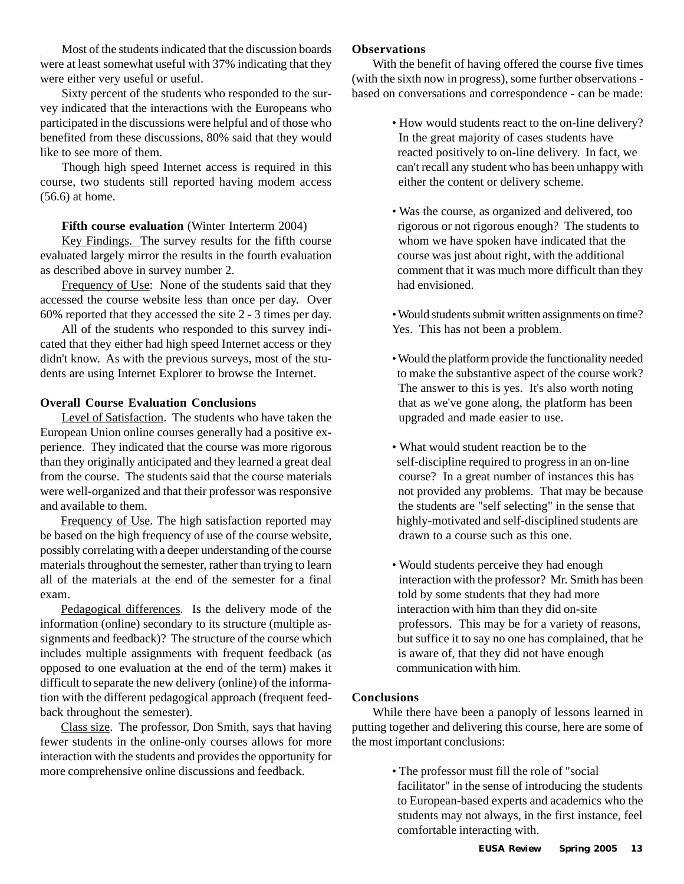Most of the students indicated that the discussion boards were at least somewhat useful with 37% indicating that they were either very useful or useful.

Sixty percent of the students who responded to the survey indicated that the interactions with the Europeans who participated in the discussions were helpful and of those who benefited from these discussions, 80% said that they would like to see more of them.

Though high speed Internet access is required in this course, two students still reported having modem access (56.6) at home.

**Fifth course evaluation** (Winter Interterm 2004)

Key Findings. The survey results for the fifth course evaluated largely mirror the results in the fourth evaluation as described above in survey number 2.

Frequency of Use: None of the students said that they accessed the course website less than once per day. Over 60% reported that they accessed the site 2 - 3 times per day.

All of the students who responded to this survey indicated that they either had high speed Internet access or they didn't know. As with the previous surveys, most of the students are using Internet Explorer to browse the Internet.

**Overall Course Evaluation Conclusions**

Level of Satisfaction. The students who have taken the European Union online courses generally had a positive experience. They indicated that the course was more rigorous than they originally anticipated and they learned a great deal from the course. The students said that the course materials were well-organized and that their professor was responsive and available to them.

Frequency of Use. The high satisfaction reported may be based on the high frequency of use of the course website, possibly correlating with a deeper understanding of the course materials throughout the semester, rather than trying to learn all of the materials at the end of the semester for a final exam.

Pedagogical differences. Is the delivery mode of the information (online) secondary to its structure (multiple assignments and feedback)? The structure of the course which includes multiple assignments with frequent feedback (as opposed to one evaluation at the end of the term) makes it difficult to separate the new delivery (online) of the information with the different pedagogical approach (frequent feedback throughout the semester).

Class size. The professor, Don Smith, says that having fewer students in the online-only courses allows for more interaction with the students and provides the opportunity for more comprehensive online discussions and feedback.

**Observations**

With the benefit of having offered the course five times (with the sixth now in progress), some further observations - based on conversations and correspondence - can be made:

- How would students react to the on-line delivery? In the great majority of cases students have reacted positively to on-line delivery. In fact, we can't recall any student who has been unhappy with either the content or delivery scheme.

- Was the course, as organized and delivered, too rigorous or not rigorous enough? The students to whom we have spoken have indicated that the course was just about right, with the additional comment that it was much more difficult than they had envisioned.

- Would students submit written assignments on time? Yes. This has not been a problem.

- Would the platform provide the functionality needed to make the substantive aspect of the course work? The answer to this is yes. It's also worth noting that as we've gone along, the platform has been upgraded and made easier to use.

- What would student reaction be to the self-discipline required to progress in an on-line course? In a great number of instances this has not provided any problems. That may be because the students are "self selecting" in the sense that highly-motivated and self-disciplined students are drawn to a course such as this one.

- Would students perceive they had enough interaction with the professor? Mr. Smith has been told by some students that they had more interaction with him than they did on-site professors. This may be for a variety of reasons, but suffice it to say no one has complained, that he is aware of, that they did not have enough communication with him.

**Conclusions**

While there have been a panoply of lessons learned in putting together and delivering this course, here are some of the most important conclusions:

- The professor must fill the role of "social facilitator" in the sense of introducing the students to European-based experts and academics who the students may not always, in the first instance, feel comfortable interacting with.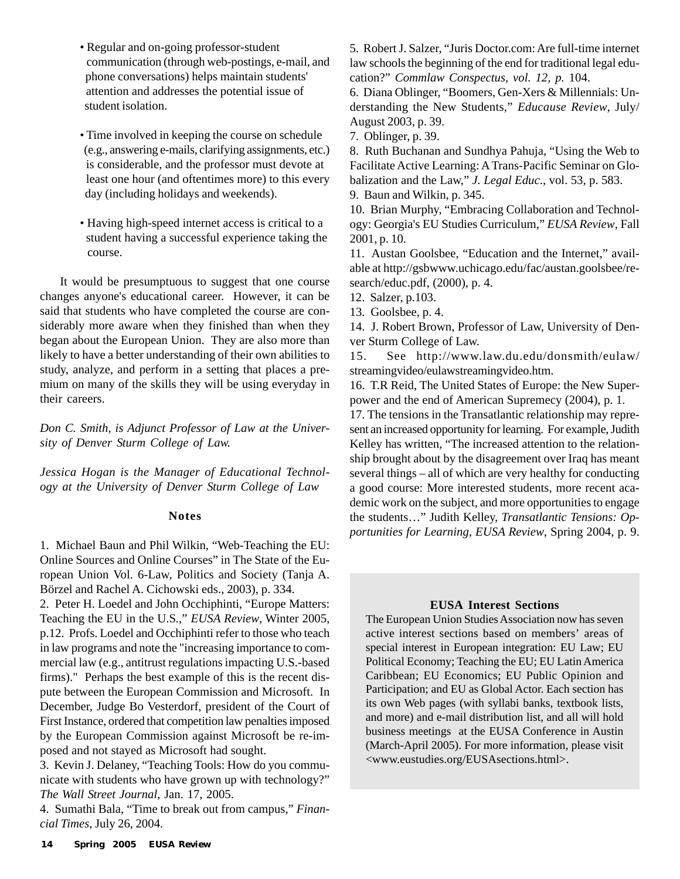- Regular and on-going professor-student communication (through web-postings, e-mail, and phone conversations) helps maintain students' attention and addresses the potential issue of student isolation.

- Time involved in keeping the course on schedule (e.g., answering e-mails, clarifying assignments, etc.) is considerable, and the professor must devote at least one hour (and oftentimes more) to this every day (including holidays and weekends).

- Having high-speed internet access is critical to a student having a successful experience taking the course.

It would be presumptuous to suggest that one course changes anyone's educational career. However, it can be said that students who have completed the course are considerably more aware when they finished than when they began about the European Union. They are also more than likely to have a better understanding of their own abilities to study, analyze, and perform in a setting that places a premium on many of the skills they will be using everyday in their careers.

*Don C. Smith, is Adjunct Professor of Law at the University of Denver Sturm College of Law.*

*Jessica Hogan is the Manager of Educational Technology at the University of Denver Sturm College of Law*

### Notes

1. Michael Baun and Phil Wilkin, "Web-Teaching the EU: Online Sources and Online Courses" in The State of the European Union Vol. 6-Law, Politics and Society (Tanja A. Börzel and Rachel A. Cichowski eds., 2003), p. 334.
2. Peter H. Loedel and John Occhiphinti, "Europe Matters: Teaching the EU in the U.S.," *EUSA Review*, Winter 2005, p.12. Profs. Loedel and Occhiphinti refer to those who teach in law programs and note the "increasing importance to commercial law (e.g., antitrust regulations impacting U.S.-based firms)." Perhaps the best example of this is the recent dispute between the European Commission and Microsoft. In December, Judge Bo Vesterdorf, president of the Court of First Instance, ordered that competition law penalties imposed by the European Commission against Microsoft be re-imposed and not stayed as Microsoft had sought.
3. Kevin J. Delaney, "Teaching Tools: How do you communicate with students who have grown up with technology?" *The Wall Street Journal*, Jan. 17, 2005.
4. Sumathi Bala, "Time to break out from campus," *Financial Times*, July 26, 2004.
5. Robert J. Salzer, "Juris Doctor.com: Are full-time internet law schools the beginning of the end for traditional legal education?" *Commlaw Conspectus, vol. 12, p.* 104.
6. Diana Oblinger, "Boomers, Gen-Xers & Millennials: Understanding the New Students," *Educause Review*, July/August 2003, p. 39.
7. Oblinger, p. 39.
8. Ruth Buchanan and Sundhya Pahuja, "Using the Web to Facilitate Active Learning: A Trans-Pacific Seminar on Globalization and the Law," *J. Legal Educ*., vol. 53, p. 583.
9. Baun and Wilkin, p. 345.
10. Brian Murphy, "Embracing Collaboration and Technology: Georgia's EU Studies Curriculum," *EUSA Review*, Fall 2001, p. 10.
11. Austan Goolsbee, "Education and the Internet," available at http://gsbwww.uchicago.edu/fac/austan.goolsbee/research/educ.pdf, (2000), p. 4.
12. Salzer, p.103.
13. Goolsbee, p. 4.
14. J. Robert Brown, Professor of Law, University of Denver Sturm College of Law.
15. See http://www.law.du.edu/donsmith/eulaw/streamingvideo/eulawstreamingvideo.htm.
16. T.R Reid, The United States of Europe: the New Superpower and the end of American Supremecy (2004), p. 1.
17. The tensions in the Transatlantic relationship may represent an increased opportunity for learning. For example, Judith Kelley has written, "The increased attention to the relationship brought about by the disagreement over Iraq has meant several things – all of which are very healthy for conducting a good course: More interested students, more recent academic work on the subject, and more opportunities to engage the students…" Judith Kelley, *Transatlantic Tensions: Opportunities for Learning, EUSA Review*, Spring 2004, p. 9.

### EUSA Interest Sections

The European Union Studies Association now has seven active interest sections based on members' areas of special interest in European integration: EU Law; EU Political Economy; Teaching the EU; EU Latin America Caribbean; EU Economics; EU Public Opinion and Participation; and EU as Global Actor. Each section has its own Web pages (with syllabi banks, textbook lists, and more) and e-mail distribution list, and all will hold business meetings at the EUSA Conference in Austin (March-April 2005). For more information, please visit <www.eustudies.org/EUSAsections.html>.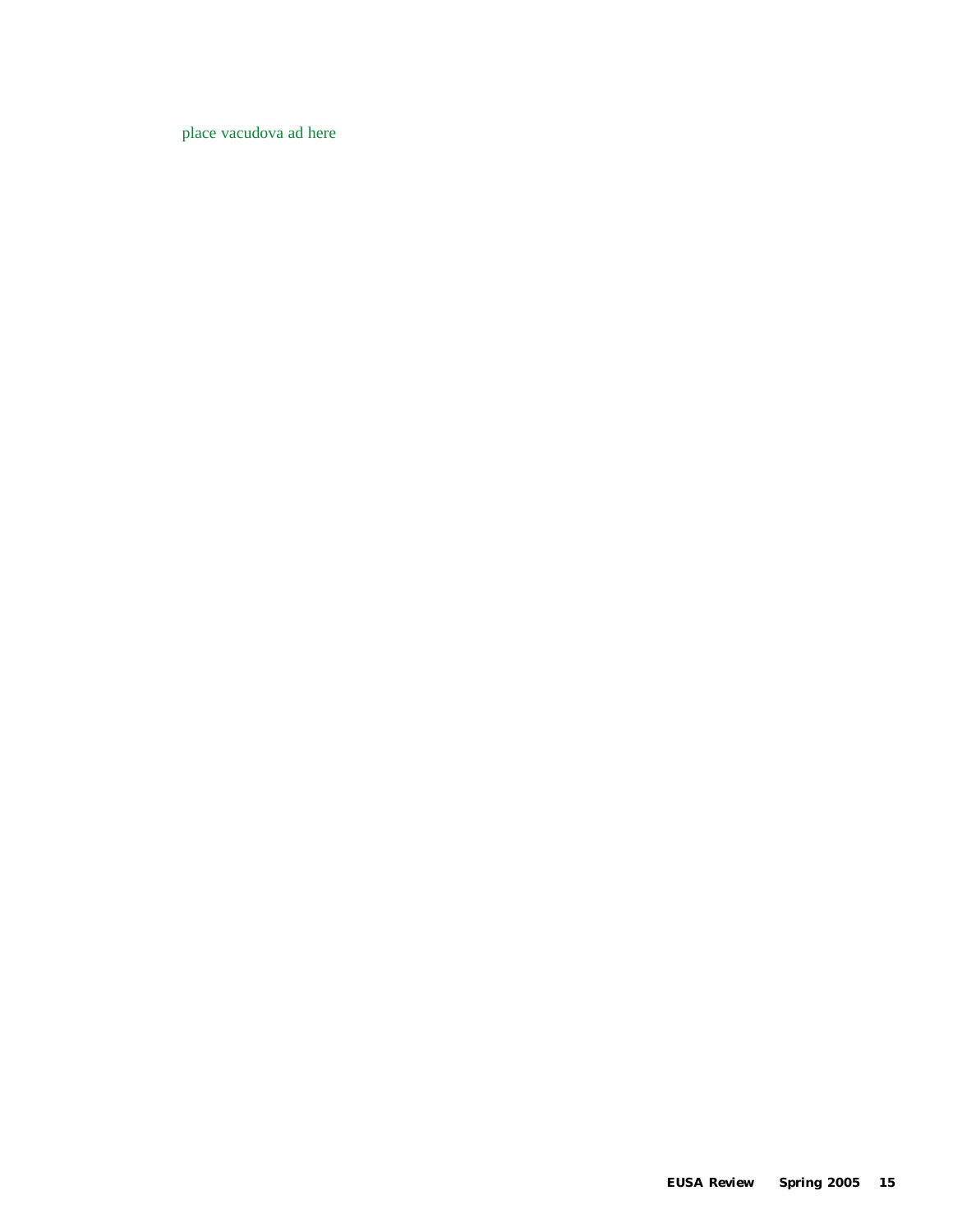place vacudova ad here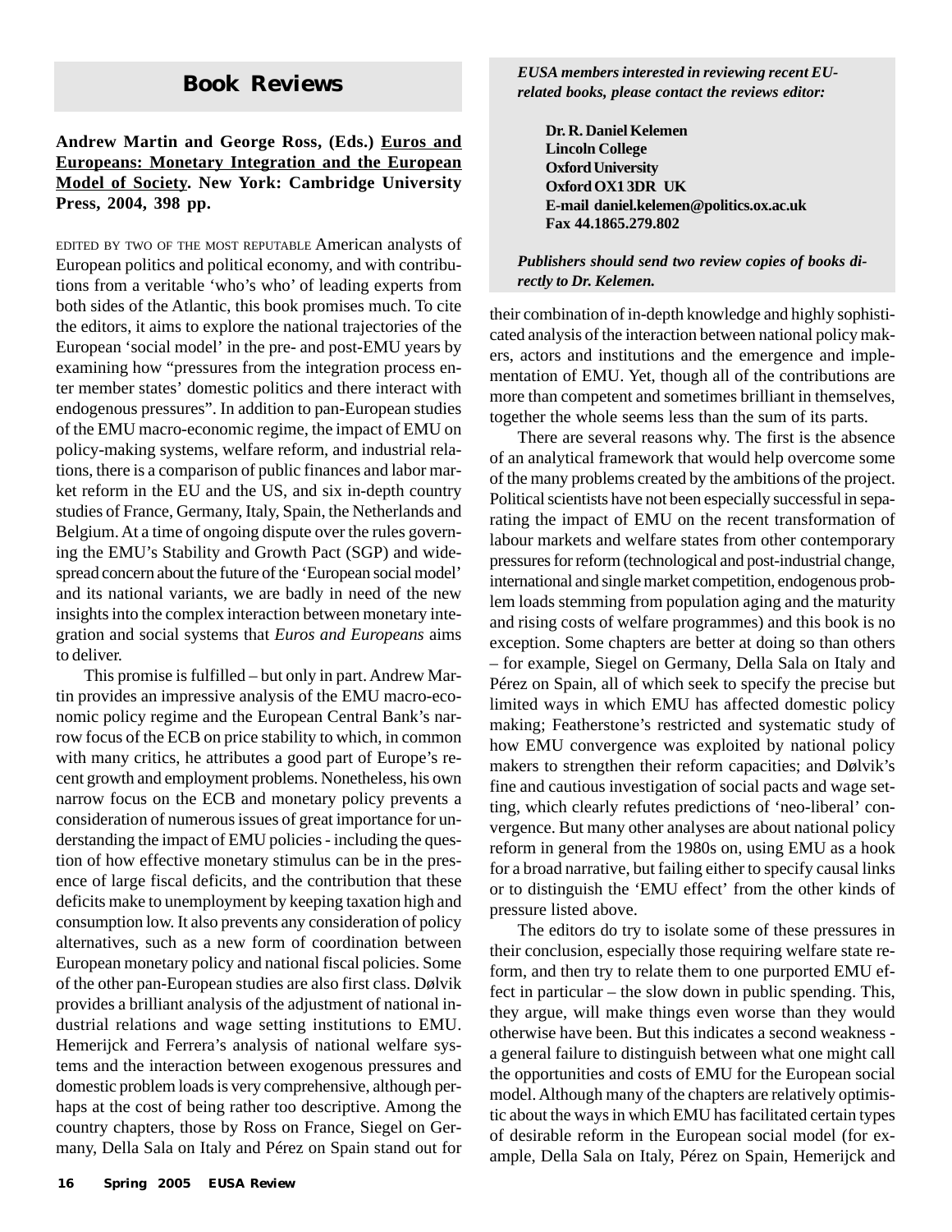## Book Reviews

**Andrew Martin and George Ross, (Eds.) Euros and Europeans: Monetary Integration and the European Model of Society. New York: Cambridge University Press, 2004, 398 pp.**

EDITED BY TWO OF THE MOST REPUTABLE American analysts of European politics and political economy, and with contributions from a veritable 'who's who' of leading experts from both sides of the Atlantic, this book promises much. To cite the editors, it aims to explore the national trajectories of the European 'social model' in the pre- and post-EMU years by examining how "pressures from the integration process enter member states' domestic politics and there interact with endogenous pressures". In addition to pan-European studies of the EMU macro-economic regime, the impact of EMU on policy-making systems, welfare reform, and industrial relations, there is a comparison of public finances and labor market reform in the EU and the US, and six in-depth country studies of France, Germany, Italy, Spain, the Netherlands and Belgium. At a time of ongoing dispute over the rules governing the EMU's Stability and Growth Pact (SGP) and widespread concern about the future of the 'European social model' and its national variants, we are badly in need of the new insights into the complex interaction between monetary integration and social systems that *Euros and Europeans* aims to deliver.

This promise is fulfilled – but only in part. Andrew Martin provides an impressive analysis of the EMU macro-economic policy regime and the European Central Bank's narrow focus of the ECB on price stability to which, in common with many critics, he attributes a good part of Europe's recent growth and employment problems. Nonetheless, his own narrow focus on the ECB and monetary policy prevents a consideration of numerous issues of great importance for understanding the impact of EMU policies - including the question of how effective monetary stimulus can be in the presence of large fiscal deficits, and the contribution that these deficits make to unemployment by keeping taxation high and consumption low. It also prevents any consideration of policy alternatives, such as a new form of coordination between European monetary policy and national fiscal policies. Some of the other pan-European studies are also first class. Dølvik provides a brilliant analysis of the adjustment of national industrial relations and wage setting institutions to EMU. Hemerijck and Ferrera's analysis of national welfare systems and the interaction between exogenous pressures and domestic problem loads is very comprehensive, although perhaps at the cost of being rather too descriptive. Among the country chapters, those by Ross on France, Siegel on Germany, Della Sala on Italy and Pérez on Spain stand out for their combination of in-depth knowledge and highly sophisticated analysis of the interaction between national policy makers, actors and institutions and the emergence and implementation of EMU. Yet, though all of the contributions are more than competent and sometimes brilliant in themselves, together the whole seems less than the sum of its parts.

There are several reasons why. The first is the absence of an analytical framework that would help overcome some of the many problems created by the ambitions of the project. Political scientists have not been especially successful in separating the impact of EMU on the recent transformation of labour markets and welfare states from other contemporary pressures for reform (technological and post-industrial change, international and single market competition, endogenous problem loads stemming from population aging and the maturity and rising costs of welfare programmes) and this book is no exception. Some chapters are better at doing so than others – for example, Siegel on Germany, Della Sala on Italy and Pérez on Spain, all of which seek to specify the precise but limited ways in which EMU has affected domestic policy making; Featherstone's restricted and systematic study of how EMU convergence was exploited by national policy makers to strengthen their reform capacities; and Dølvik's fine and cautious investigation of social pacts and wage setting, which clearly refutes predictions of 'neo-liberal' convergence. But many other analyses are about national policy reform in general from the 1980s on, using EMU as a hook for a broad narrative, but failing either to specify causal links or to distinguish the 'EMU effect' from the other kinds of pressure listed above.

The editors do try to isolate some of these pressures in their conclusion, especially those requiring welfare state reform, and then try to relate them to one purported EMU effect in particular – the slow down in public spending. This, they argue, will make things even worse than they would otherwise have been. But this indicates a second weakness - a general failure to distinguish between what one might call the opportunities and costs of EMU for the European social model. Although many of the chapters are relatively optimistic about the ways in which EMU has facilitated certain types of desirable reform in the European social model (for example, Della Sala on Italy, Pérez on Spain, Hemerijck and

***EUSA members interested in reviewing recent EU-related books, please contact the reviews editor:***

**Dr. R. Daniel Kelemen**
**Lincoln College**
**Oxford University**
**Oxford OX1 3DR UK**
**E-mail daniel.kelemen@politics.ox.ac.uk**
**Fax 44.1865.279.802**

***Publishers should send two review copies of books directly to Dr. Kelemen.***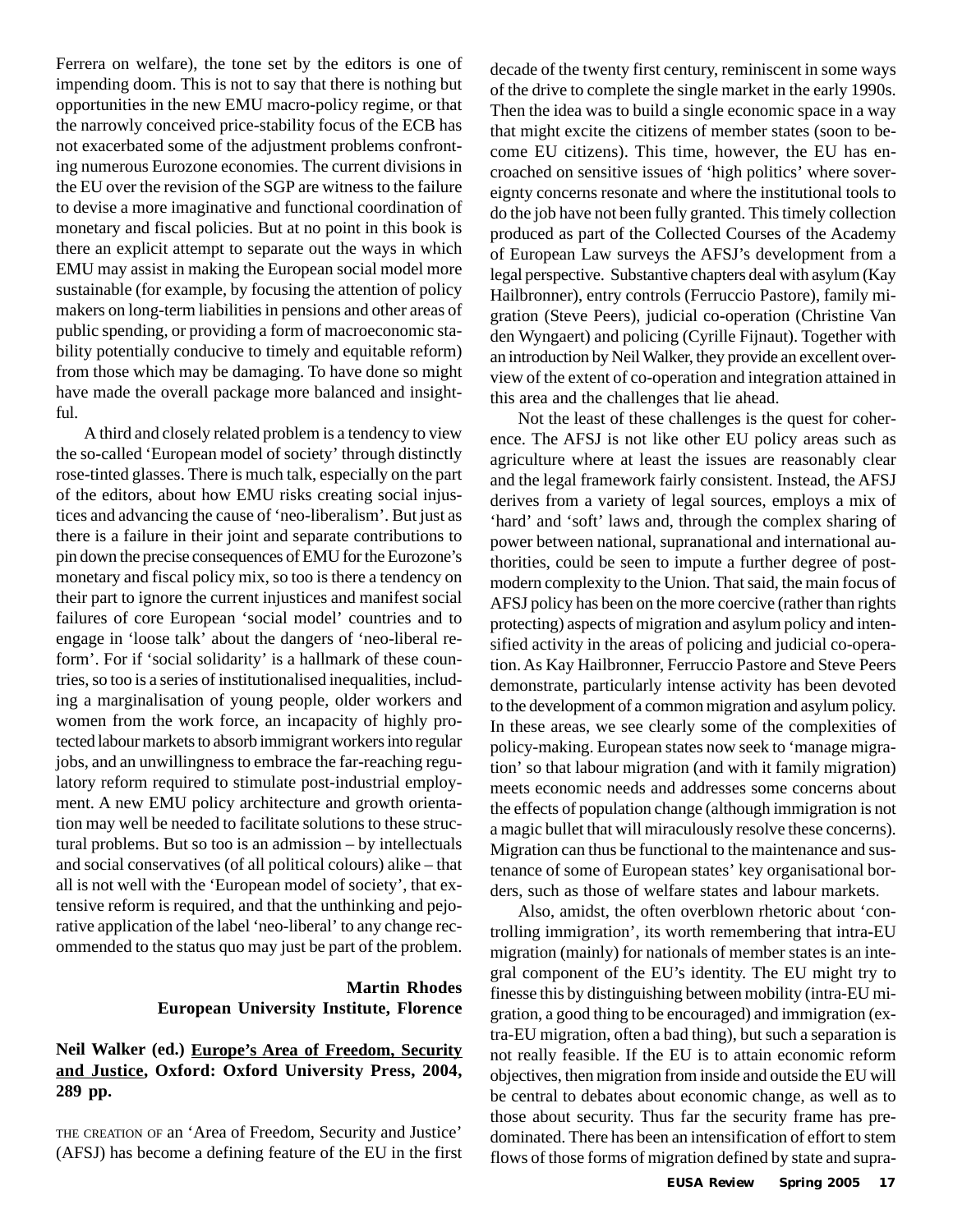Ferrera on welfare), the tone set by the editors is one of impending doom. This is not to say that there is nothing but opportunities in the new EMU macro-policy regime, or that the narrowly conceived price-stability focus of the ECB has not exacerbated some of the adjustment problems confronting numerous Eurozone economies. The current divisions in the EU over the revision of the SGP are witness to the failure to devise a more imaginative and functional coordination of monetary and fiscal policies. But at no point in this book is there an explicit attempt to separate out the ways in which EMU may assist in making the European social model more sustainable (for example, by focusing the attention of policy makers on long-term liabilities in pensions and other areas of public spending, or providing a form of macroeconomic stability potentially conducive to timely and equitable reform) from those which may be damaging. To have done so might have made the overall package more balanced and insightful.

A third and closely related problem is a tendency to view the so-called 'European model of society' through distinctly rose-tinted glasses. There is much talk, especially on the part of the editors, about how EMU risks creating social injustices and advancing the cause of 'neo-liberalism'. But just as there is a failure in their joint and separate contributions to pin down the precise consequences of EMU for the Eurozone's monetary and fiscal policy mix, so too is there a tendency on their part to ignore the current injustices and manifest social failures of core European 'social model' countries and to engage in 'loose talk' about the dangers of 'neo-liberal reform'. For if 'social solidarity' is a hallmark of these countries, so too is a series of institutionalised inequalities, including a marginalisation of young people, older workers and women from the work force, an incapacity of highly protected labour markets to absorb immigrant workers into regular jobs, and an unwillingness to embrace the far-reaching regulatory reform required to stimulate post-industrial employment. A new EMU policy architecture and growth orientation may well be needed to facilitate solutions to these structural problems. But so too is an admission – by intellectuals and social conservatives (of all political colours) alike – that all is not well with the 'European model of society', that extensive reform is required, and that the unthinking and pejorative application of the label 'neo-liberal' to any change recommended to the status quo may just be part of the problem.

**Martin Rhodes**
**European University Institute, Florence**

**Neil Walker (ed.) Europe's Area of Freedom, Security and Justice, Oxford: Oxford University Press, 2004, 289 pp.**

THE CREATION OF an 'Area of Freedom, Security and Justice' (AFSJ) has become a defining feature of the EU in the first decade of the twenty first century, reminiscent in some ways of the drive to complete the single market in the early 1990s. Then the idea was to build a single economic space in a way that might excite the citizens of member states (soon to become EU citizens). This time, however, the EU has encroached on sensitive issues of 'high politics' where sovereignty concerns resonate and where the institutional tools to do the job have not been fully granted. This timely collection produced as part of the Collected Courses of the Academy of European Law surveys the AFSJ's development from a legal perspective. Substantive chapters deal with asylum (Kay Hailbronner), entry controls (Ferruccio Pastore), family migration (Steve Peers), judicial co-operation (Christine Van den Wyngaert) and policing (Cyrille Fijnaut). Together with an introduction by Neil Walker, they provide an excellent overview of the extent of co-operation and integration attained in this area and the challenges that lie ahead.

Not the least of these challenges is the quest for coherence. The AFSJ is not like other EU policy areas such as agriculture where at least the issues are reasonably clear and the legal framework fairly consistent. Instead, the AFSJ derives from a variety of legal sources, employs a mix of 'hard' and 'soft' laws and, through the complex sharing of power between national, supranational and international authorities, could be seen to impute a further degree of post-modern complexity to the Union. That said, the main focus of AFSJ policy has been on the more coercive (rather than rights protecting) aspects of migration and asylum policy and intensified activity in the areas of policing and judicial co-operation. As Kay Hailbronner, Ferruccio Pastore and Steve Peers demonstrate, particularly intense activity has been devoted to the development of a common migration and asylum policy. In these areas, we see clearly some of the complexities of policy-making. European states now seek to 'manage migration' so that labour migration (and with it family migration) meets economic needs and addresses some concerns about the effects of population change (although immigration is not a magic bullet that will miraculously resolve these concerns). Migration can thus be functional to the maintenance and sustenance of some of European states' key organisational borders, such as those of welfare states and labour markets.

Also, amidst, the often overblown rhetoric about 'controlling immigration', its worth remembering that intra-EU migration (mainly) for nationals of member states is an integral component of the EU's identity. The EU might try to finesse this by distinguishing between mobility (intra-EU migration, a good thing to be encouraged) and immigration (extra-EU migration, often a bad thing), but such a separation is not really feasible. If the EU is to attain economic reform objectives, then migration from inside and outside the EU will be central to debates about economic change, as well as to those about security. Thus far the security frame has predominated. There has been an intensification of effort to stem flows of those forms of migration defined by state and supra-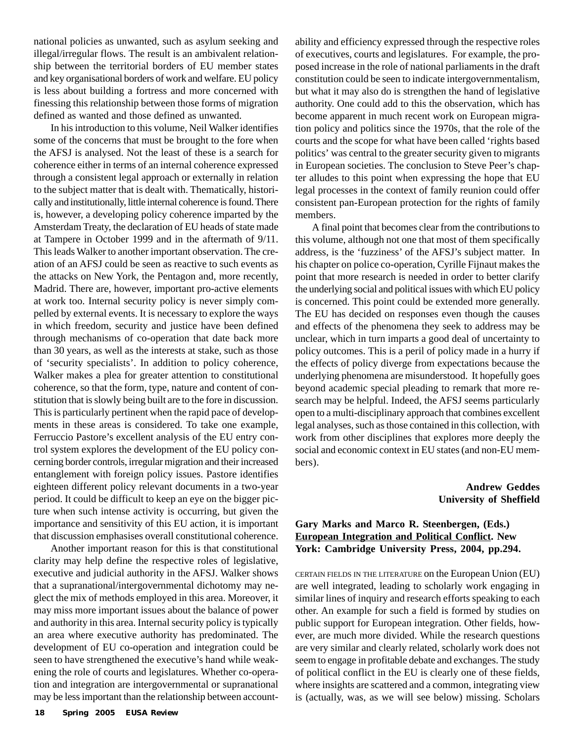national policies as unwanted, such as asylum seeking and illegal/irregular flows. The result is an ambivalent relationship between the territorial borders of EU member states and key organisational borders of work and welfare. EU policy is less about building a fortress and more concerned with finessing this relationship between those forms of migration defined as wanted and those defined as unwanted.

In his introduction to this volume, Neil Walker identifies some of the concerns that must be brought to the fore when the AFSJ is analysed. Not the least of these is a search for coherence either in terms of an internal coherence expressed through a consistent legal approach or externally in relation to the subject matter that is dealt with. Thematically, historically and institutionally, little internal coherence is found. There is, however, a developing policy coherence imparted by the Amsterdam Treaty, the declaration of EU heads of state made at Tampere in October 1999 and in the aftermath of 9/11. This leads Walker to another important observation. The creation of an AFSJ could be seen as reactive to such events as the attacks on New York, the Pentagon and, more recently, Madrid. There are, however, important pro-active elements at work too. Internal security policy is never simply compelled by external events. It is necessary to explore the ways in which freedom, security and justice have been defined through mechanisms of co-operation that date back more than 30 years, as well as the interests at stake, such as those of 'security specialists'. In addition to policy coherence, Walker makes a plea for greater attention to constitutional coherence, so that the form, type, nature and content of constitution that is slowly being built are to the fore in discussion. This is particularly pertinent when the rapid pace of developments in these areas is considered. To take one example, Ferruccio Pastore's excellent analysis of the EU entry control system explores the development of the EU policy concerning border controls, irregular migration and their increased entanglement with foreign policy issues. Pastore identifies eighteen different policy relevant documents in a two-year period. It could be difficult to keep an eye on the bigger picture when such intense activity is occurring, but given the importance and sensitivity of this EU action, it is important that discussion emphasises overall constitutional coherence.

Another important reason for this is that constitutional clarity may help define the respective roles of legislative, executive and judicial authority in the AFSJ. Walker shows that a supranational/intergovernmental dichotomy may neglect the mix of methods employed in this area. Moreover, it may miss more important issues about the balance of power and authority in this area. Internal security policy is typically an area where executive authority has predominated. The development of EU co-operation and integration could be seen to have strengthened the executive's hand while weakening the role of courts and legislatures. Whether co-operation and integration are intergovernmental or supranational may be less important than the relationship between accountability and efficiency expressed through the respective roles of executives, courts and legislatures. For example, the proposed increase in the role of national parliaments in the draft constitution could be seen to indicate intergovernmentalism, but what it may also do is strengthen the hand of legislative authority. One could add to this the observation, which has become apparent in much recent work on European migration policy and politics since the 1970s, that the role of the courts and the scope for what have been called 'rights based politics' was central to the greater security given to migrants in European societies. The conclusion to Steve Peer's chapter alludes to this point when expressing the hope that EU legal processes in the context of family reunion could offer consistent pan-European protection for the rights of family members.

A final point that becomes clear from the contributions to this volume, although not one that most of them specifically address, is the 'fuzziness' of the AFSJ's subject matter. In his chapter on police co-operation, Cyrille Fijnaut makes the point that more research is needed in order to better clarify the underlying social and political issues with which EU policy is concerned. This point could be extended more generally. The EU has decided on responses even though the causes and effects of the phenomena they seek to address may be unclear, which in turn imparts a good deal of uncertainty to policy outcomes. This is a peril of policy made in a hurry if the effects of policy diverge from expectations because the underlying phenomena are misunderstood. It hopefully goes beyond academic special pleading to remark that more research may be helpful. Indeed, the AFSJ seems particularly open to a multi-disciplinary approach that combines excellent legal analyses, such as those contained in this collection, with work from other disciplines that explores more deeply the social and economic context in EU states (and non-EU members).

**Andrew Geddes**
**University of Sheffield**

**Gary Marks and Marco R. Steenbergen, (Eds.) European Integration and Political Conflict. New York: Cambridge University Press, 2004, pp.294.**

CERTAIN FIELDS IN THE LITERATURE on the European Union (EU) are well integrated, leading to scholarly work engaging in similar lines of inquiry and research efforts speaking to each other. An example for such a field is formed by studies on public support for European integration. Other fields, however, are much more divided. While the research questions are very similar and clearly related, scholarly work does not seem to engage in profitable debate and exchanges. The study of political conflict in the EU is clearly one of these fields, where insights are scattered and a common, integrating view is (actually, was, as we will see below) missing. Scholars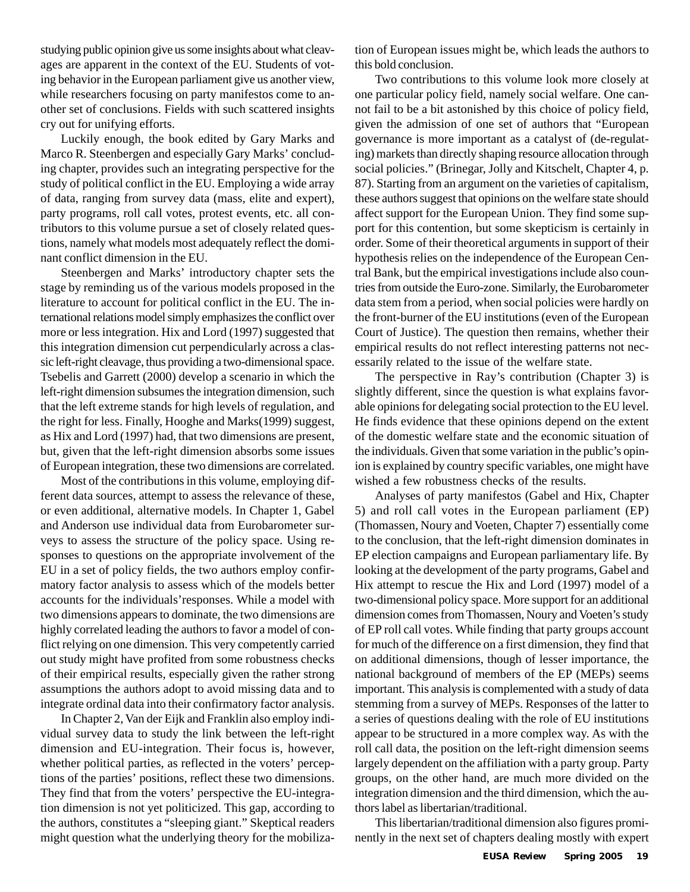studying public opinion give us some insights about what cleavages are apparent in the context of the EU. Students of voting behavior in the European parliament give us another view, while researchers focusing on party manifestos come to another set of conclusions. Fields with such scattered insights cry out for unifying efforts.

Luckily enough, the book edited by Gary Marks and Marco R. Steenbergen and especially Gary Marks' concluding chapter, provides such an integrating perspective for the study of political conflict in the EU. Employing a wide array of data, ranging from survey data (mass, elite and expert), party programs, roll call votes, protest events, etc. all contributors to this volume pursue a set of closely related questions, namely what models most adequately reflect the dominant conflict dimension in the EU.

Steenbergen and Marks' introductory chapter sets the stage by reminding us of the various models proposed in the literature to account for political conflict in the EU. The international relations model simply emphasizes the conflict over more or less integration. Hix and Lord (1997) suggested that this integration dimension cut perpendicularly across a classic left-right cleavage, thus providing a two-dimensional space. Tsebelis and Garrett (2000) develop a scenario in which the left-right dimension subsumes the integration dimension, such that the left extreme stands for high levels of regulation, and the right for less. Finally, Hooghe and Marks(1999) suggest, as Hix and Lord (1997) had, that two dimensions are present, but, given that the left-right dimension absorbs some issues of European integration, these two dimensions are correlated.

Most of the contributions in this volume, employing different data sources, attempt to assess the relevance of these, or even additional, alternative models. In Chapter 1, Gabel and Anderson use individual data from Eurobarometer surveys to assess the structure of the policy space. Using responses to questions on the appropriate involvement of the EU in a set of policy fields, the two authors employ confirmatory factor analysis to assess which of the models better accounts for the individuals'responses. While a model with two dimensions appears to dominate, the two dimensions are highly correlated leading the authors to favor a model of conflict relying on one dimension. This very competently carried out study might have profited from some robustness checks of their empirical results, especially given the rather strong assumptions the authors adopt to avoid missing data and to integrate ordinal data into their confirmatory factor analysis.

In Chapter 2, Van der Eijk and Franklin also employ individual survey data to study the link between the left-right dimension and EU-integration. Their focus is, however, whether political parties, as reflected in the voters' perceptions of the parties' positions, reflect these two dimensions. They find that from the voters' perspective the EU-integration dimension is not yet politicized. This gap, according to the authors, constitutes a "sleeping giant." Skeptical readers might question what the underlying theory for the mobilization of European issues might be, which leads the authors to this bold conclusion.

Two contributions to this volume look more closely at one particular policy field, namely social welfare. One cannot fail to be a bit astonished by this choice of policy field, given the admission of one set of authors that "European governance is more important as a catalyst of (de-regulating) markets than directly shaping resource allocation through social policies." (Brinegar, Jolly and Kitschelt, Chapter 4, p. 87). Starting from an argument on the varieties of capitalism, these authors suggest that opinions on the welfare state should affect support for the European Union. They find some support for this contention, but some skepticism is certainly in order. Some of their theoretical arguments in support of their hypothesis relies on the independence of the European Central Bank, but the empirical investigations include also countries from outside the Euro-zone. Similarly, the Eurobarometer data stem from a period, when social policies were hardly on the front-burner of the EU institutions (even of the European Court of Justice). The question then remains, whether their empirical results do not reflect interesting patterns not necessarily related to the issue of the welfare state.

The perspective in Ray's contribution (Chapter 3) is slightly different, since the question is what explains favorable opinions for delegating social protection to the EU level. He finds evidence that these opinions depend on the extent of the domestic welfare state and the economic situation of the individuals. Given that some variation in the public's opinion is explained by country specific variables, one might have wished a few robustness checks of the results.

Analyses of party manifestos (Gabel and Hix, Chapter 5) and roll call votes in the European parliament (EP) (Thomassen, Noury and Voeten, Chapter 7) essentially come to the conclusion, that the left-right dimension dominates in EP election campaigns and European parliamentary life. By looking at the development of the party programs, Gabel and Hix attempt to rescue the Hix and Lord (1997) model of a two-dimensional policy space. More support for an additional dimension comes from Thomassen, Noury and Voeten's study of EP roll call votes. While finding that party groups account for much of the difference on a first dimension, they find that on additional dimensions, though of lesser importance, the national background of members of the EP (MEPs) seems important. This analysis is complemented with a study of data stemming from a survey of MEPs. Responses of the latter to a series of questions dealing with the role of EU institutions appear to be structured in a more complex way. As with the roll call data, the position on the left-right dimension seems largely dependent on the affiliation with a party group. Party groups, on the other hand, are much more divided on the integration dimension and the third dimension, which the authors label as libertarian/traditional.

This libertarian/traditional dimension also figures prominently in the next set of chapters dealing mostly with expert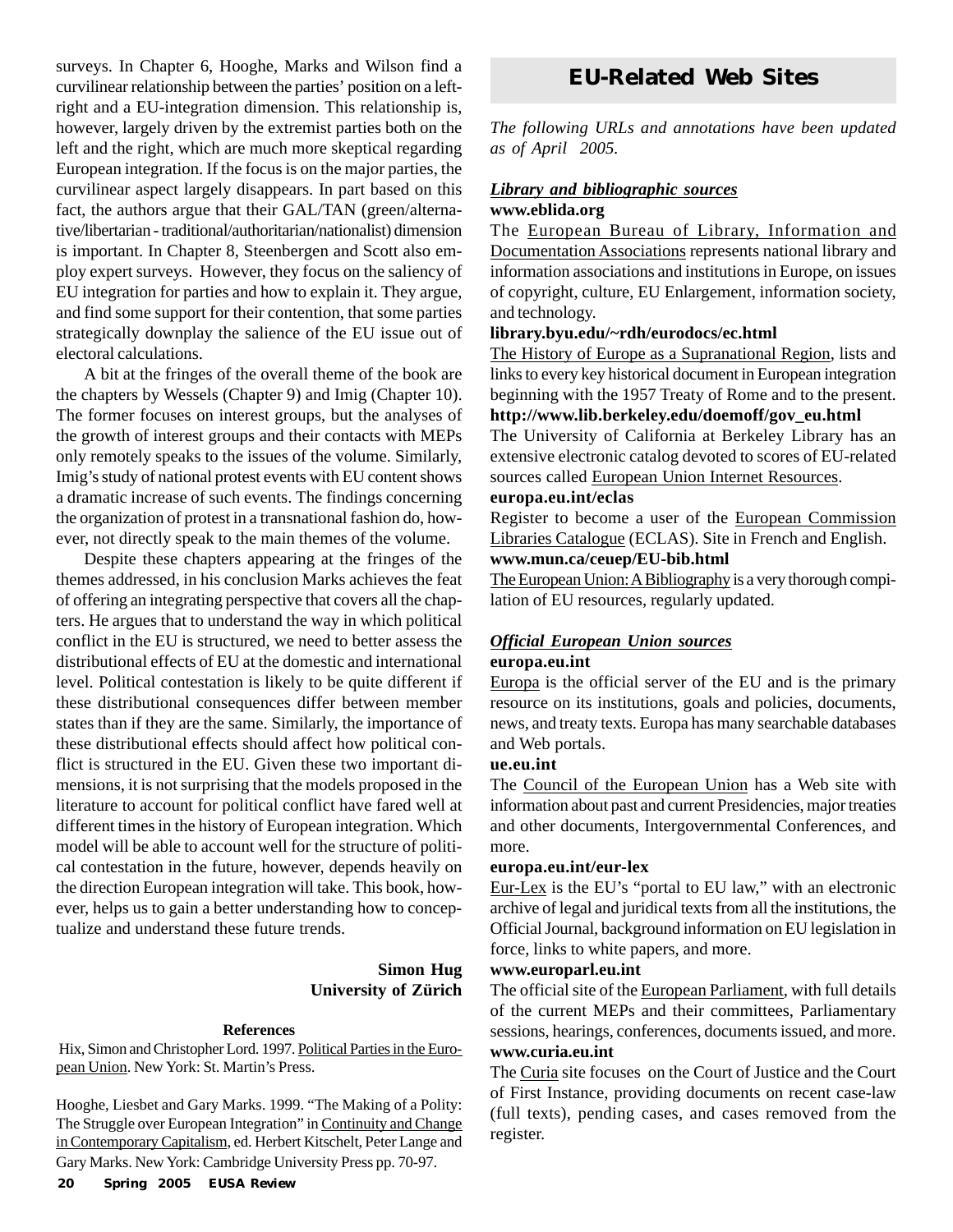surveys. In Chapter 6, Hooghe, Marks and Wilson find a curvilinear relationship between the parties' position on a left-right and a EU-integration dimension. This relationship is, however, largely driven by the extremist parties both on the left and the right, which are much more skeptical regarding European integration. If the focus is on the major parties, the curvilinear aspect largely disappears. In part based on this fact, the authors argue that their GAL/TAN (green/alternative/libertarian - traditional/authoritarian/nationalist) dimension is important. In Chapter 8, Steenbergen and Scott also employ expert surveys. However, they focus on the saliency of EU integration for parties and how to explain it. They argue, and find some support for their contention, that some parties strategically downplay the salience of the EU issue out of electoral calculations.

A bit at the fringes of the overall theme of the book are the chapters by Wessels (Chapter 9) and Imig (Chapter 10). The former focuses on interest groups, but the analyses of the growth of interest groups and their contacts with MEPs only remotely speaks to the issues of the volume. Similarly, Imig's study of national protest events with EU content shows a dramatic increase of such events. The findings concerning the organization of protest in a transnational fashion do, however, not directly speak to the main themes of the volume.

Despite these chapters appearing at the fringes of the themes addressed, in his conclusion Marks achieves the feat of offering an integrating perspective that covers all the chapters. He argues that to understand the way in which political conflict in the EU is structured, we need to better assess the distributional effects of EU at the domestic and international level. Political contestation is likely to be quite different if these distributional consequences differ between member states than if they are the same. Similarly, the importance of these distributional effects should affect how political conflict is structured in the EU. Given these two important dimensions, it is not surprising that the models proposed in the literature to account for political conflict have fared well at different times in the history of European integration. Which model will be able to account well for the structure of political contestation in the future, however, depends heavily on the direction European integration will take. This book, however, helps us to gain a better understanding how to conceptualize and understand these future trends.

**Simon Hug**
**University of Zürich**

**References**

Hix, Simon and Christopher Lord. 1997. Political Parties in the European Union. New York: St. Martin's Press.

Hooghe, Liesbet and Gary Marks. 1999. "The Making of a Polity: The Struggle over European Integration" in Continuity and Change in Contemporary Capitalism, ed. Herbert Kitschelt, Peter Lange and Gary Marks. New York: Cambridge University Press pp. 70-97.

## EU-Related Web Sites

*The following URLs and annotations have been updated as of April 2005.*

***Library and bibliographic sources***

**www.eblida.org**

The European Bureau of Library, Information and Documentation Associations represents national library and information associations and institutions in Europe, on issues of copyright, culture, EU Enlargement, information society, and technology.

**library.byu.edu/~rdh/eurodocs/ec.html**

The History of Europe as a Supranational Region, lists and links to every key historical document in European integration beginning with the 1957 Treaty of Rome and to the present.

**http://www.lib.berkeley.edu/doemoff/gov_eu.html**

The University of California at Berkeley Library has an extensive electronic catalog devoted to scores of EU-related sources called European Union Internet Resources.

**europa.eu.int/eclas**

Register to become a user of the European Commission Libraries Catalogue (ECLAS). Site in French and English.

**www.mun.ca/ceuep/EU-bib.html**

The European Union: A Bibliography is a very thorough compilation of EU resources, regularly updated.

***Official European Union sources***

**europa.eu.int**

Europa is the official server of the EU and is the primary resource on its institutions, goals and policies, documents, news, and treaty texts. Europa has many searchable databases and Web portals.

**ue.eu.int**

The Council of the European Union has a Web site with information about past and current Presidencies, major treaties and other documents, Intergovernmental Conferences, and more.

**europa.eu.int/eur-lex**

Eur-Lex is the EU's "portal to EU law," with an electronic archive of legal and juridical texts from all the institutions, the Official Journal, background information on EU legislation in force, links to white papers, and more.

**www.europarl.eu.int**

The official site of the European Parliament, with full details of the current MEPs and their committees, Parliamentary sessions, hearings, conferences, documents issued, and more.

**www.curia.eu.int**

The Curia site focuses on the Court of Justice and the Court of First Instance, providing documents on recent case-law (full texts), pending cases, and cases removed from the register.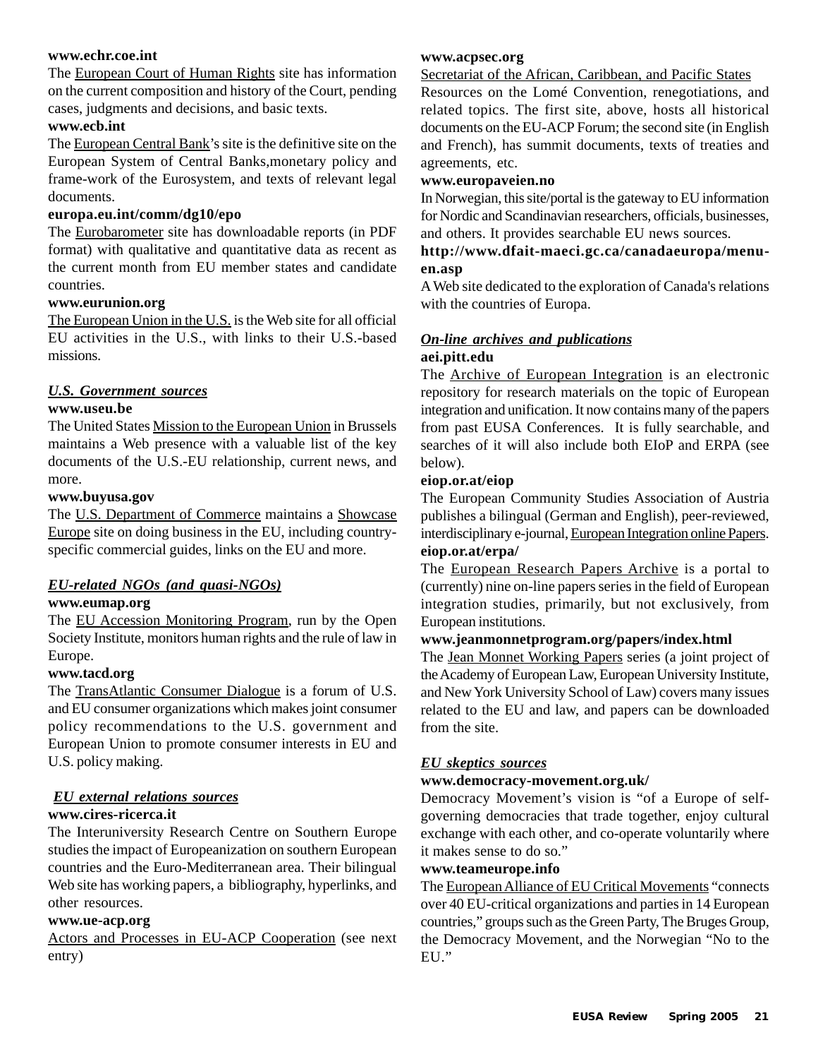**www.echr.coe.int**

The European Court of Human Rights site has information on the current composition and history of the Court, pending cases, judgments and decisions, and basic texts.

**www.ecb.int**

The European Central Bank's site is the definitive site on the European System of Central Banks,monetary policy and frame-work of the Eurosystem, and texts of relevant legal documents.

**europa.eu.int/comm/dg10/epo**

The Eurobarometer site has downloadable reports (in PDF format) with qualitative and quantitative data as recent as the current month from EU member states and candidate countries.

**www.eurunion.org**

The European Union in the U.S. is the Web site for all official EU activities in the U.S., with links to their U.S.-based missions.

### *U.S. Government sources*

**www.useu.be**

The United States Mission to the European Union in Brussels maintains a Web presence with a valuable list of the key documents of the U.S.-EU relationship, current news, and more.

**www.buyusa.gov**

The U.S. Department of Commerce maintains a Showcase Europe site on doing business in the EU, including country-specific commercial guides, links on the EU and more.

### *EU-related NGOs (and quasi-NGOs)*

**www.eumap.org**

The EU Accession Monitoring Program, run by the Open Society Institute, monitors human rights and the rule of law in Europe.

**www.tacd.org**

The TransAtlantic Consumer Dialogue is a forum of U.S. and EU consumer organizations which makes joint consumer policy recommendations to the U.S. government and European Union to promote consumer interests in EU and U.S. policy making.

### *EU external relations sources*

**www.cires-ricerca.it**

The Interuniversity Research Centre on Southern Europe studies the impact of Europeanization on southern European countries and the Euro-Mediterranean area. Their bilingual Web site has working papers, a bibliography, hyperlinks, and other resources.

**www.ue-acp.org**

Actors and Processes in EU-ACP Cooperation (see next entry)

**www.acpsec.org**

Secretariat of the African, Caribbean, and Pacific States

Resources on the Lomé Convention, renegotiations, and related topics. The first site, above, hosts all historical documents on the EU-ACP Forum; the second site (in English and French), has summit documents, texts of treaties and agreements, etc.

**www.europaveien.no**

In Norwegian, this site/portal is the gateway to EU information for Nordic and Scandinavian researchers, officials, businesses, and others. It provides searchable EU news sources.

**http://www.dfait-maeci.gc.ca/canadaeuropa/menu-en.asp**

A Web site dedicated to the exploration of Canada's relations with the countries of Europa.

### *On-line archives and publications*

**aei.pitt.edu**

The Archive of European Integration is an electronic repository for research materials on the topic of European integration and unification. It now contains many of the papers from past EUSA Conferences. It is fully searchable, and searches of it will also include both EIoP and ERPA (see below).

**eiop.or.at/eiop**

The European Community Studies Association of Austria publishes a bilingual (German and English), peer-reviewed, interdisciplinary e-journal, European Integration online Papers.

**eiop.or.at/erpa/**

The European Research Papers Archive is a portal to (currently) nine on-line papers series in the field of European integration studies, primarily, but not exclusively, from European institutions.

**www.jeanmonnetprogram.org/papers/index.html**

The Jean Monnet Working Papers series (a joint project of the Academy of European Law, European University Institute, and New York University School of Law) covers many issues related to the EU and law, and papers can be downloaded from the site.

### *EU skeptics sources*

**www.democracy-movement.org.uk/**

Democracy Movement's vision is "of a Europe of self-governing democracies that trade together, enjoy cultural exchange with each other, and co-operate voluntarily where it makes sense to do so."

**www.teameurope.info**

The European Alliance of EU Critical Movements "connects over 40 EU-critical organizations and parties in 14 European countries," groups such as the Green Party, The Bruges Group, the Democracy Movement, and the Norwegian "No to the EU."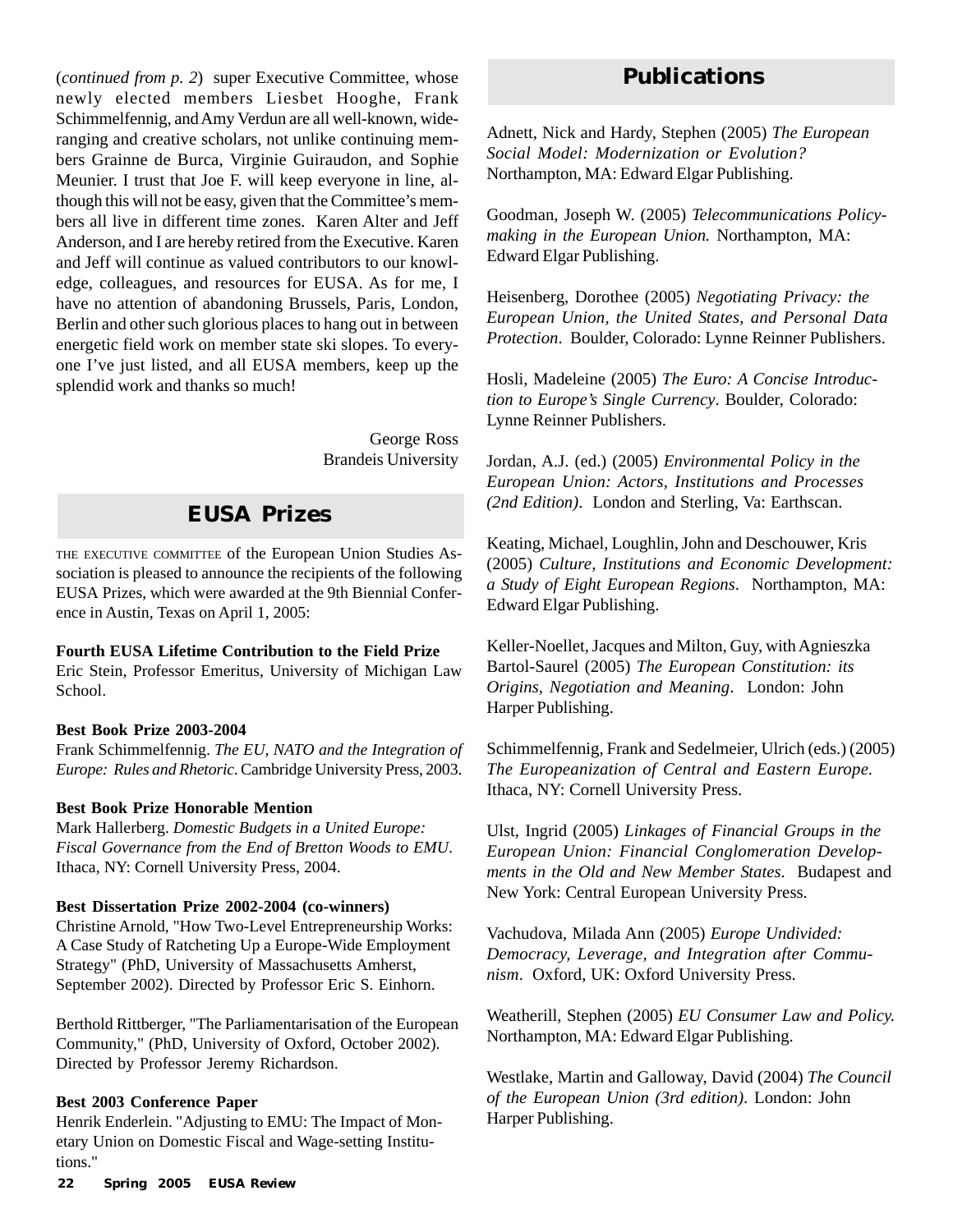(*continued from p. 2*) super Executive Committee, whose newly elected members Liesbet Hooghe, Frank Schimmelfennig, and Amy Verdun are all well-known, wide-ranging and creative scholars, not unlike continuing members Grainne de Burca, Virginie Guiraudon, and Sophie Meunier. I trust that Joe F. will keep everyone in line, although this will not be easy, given that the Committee's members all live in different time zones. Karen Alter and Jeff Anderson, and I are hereby retired from the Executive. Karen and Jeff will continue as valued contributors to our knowledge, colleagues, and resources for EUSA. As for me, I have no attention of abandoning Brussels, Paris, London, Berlin and other such glorious places to hang out in between energetic field work on member state ski slopes. To everyone I've just listed, and all EUSA members, keep up the splendid work and thanks so much!

George Ross
Brandeis University

## EUSA Prizes

THE EXECUTIVE COMMITTEE of the European Union Studies Association is pleased to announce the recipients of the following EUSA Prizes, which were awarded at the 9th Biennial Conference in Austin, Texas on April 1, 2005:

**Fourth EUSA Lifetime Contribution to the Field Prize**
Eric Stein, Professor Emeritus, University of Michigan Law School.

**Best Book Prize 2003-2004**
Frank Schimmelfennig. *The EU, NATO and the Integration of Europe: Rules and Rhetoric*. Cambridge University Press, 2003.

**Best Book Prize Honorable Mention**
Mark Hallerberg. *Domestic Budgets in a United Europe: Fiscal Governance from the End of Bretton Woods to EMU*. Ithaca, NY: Cornell University Press, 2004.

**Best Dissertation Prize 2002-2004 (co-winners)**
Christine Arnold, "How Two-Level Entrepreneurship Works: A Case Study of Ratcheting Up a Europe-Wide Employment Strategy" (PhD, University of Massachusetts Amherst, September 2002). Directed by Professor Eric S. Einhorn.

Berthold Rittberger, "The Parliamentarisation of the European Community," (PhD, University of Oxford, October 2002). Directed by Professor Jeremy Richardson.

**Best 2003 Conference Paper**
Henrik Enderlein. "Adjusting to EMU: The Impact of Monetary Union on Domestic Fiscal and Wage-setting Institutions."

## Publications

Adnett, Nick and Hardy, Stephen (2005) *The European Social Model: Modernization or Evolution?* Northampton, MA: Edward Elgar Publishing.

Goodman, Joseph W. (2005) *Telecommunications Policy-making in the European Union.* Northampton, MA: Edward Elgar Publishing.

Heisenberg, Dorothee (2005) *Negotiating Privacy: the European Union, the United States, and Personal Data Protection*. Boulder, Colorado: Lynne Reinner Publishers.

Hosli, Madeleine (2005) *The Euro: A Concise Introduction to Europe's Single Currency*. Boulder, Colorado: Lynne Reinner Publishers.

Jordan, A.J. (ed.) (2005) *Environmental Policy in the European Union: Actors, Institutions and Processes (2nd Edition)*. London and Sterling, Va: Earthscan.

Keating, Michael, Loughlin, John and Deschouwer, Kris (2005) *Culture, Institutions and Economic Development: a Study of Eight European Regions*. Northampton, MA: Edward Elgar Publishing.

Keller-Noellet, Jacques and Milton, Guy, with Agnieszka Bartol-Saurel (2005) *The European Constitution: its Origins, Negotiation and Meaning*. London: John Harper Publishing.

Schimmelfennig, Frank and Sedelmeier, Ulrich (eds.) (2005) *The Europeanization of Central and Eastern Europe*. Ithaca, NY: Cornell University Press.

Ulst, Ingrid (2005) *Linkages of Financial Groups in the European Union: Financial Conglomeration Developments in the Old and New Member States*. Budapest and New York: Central European University Press.

Vachudova, Milada Ann (2005) *Europe Undivided: Democracy, Leverage, and Integration after Communism*. Oxford, UK: Oxford University Press.

Weatherill, Stephen (2005) *EU Consumer Law and Policy.* Northampton, MA: Edward Elgar Publishing.

Westlake, Martin and Galloway, David (2004) *The Council of the European Union (3rd edition)*. London: John Harper Publishing.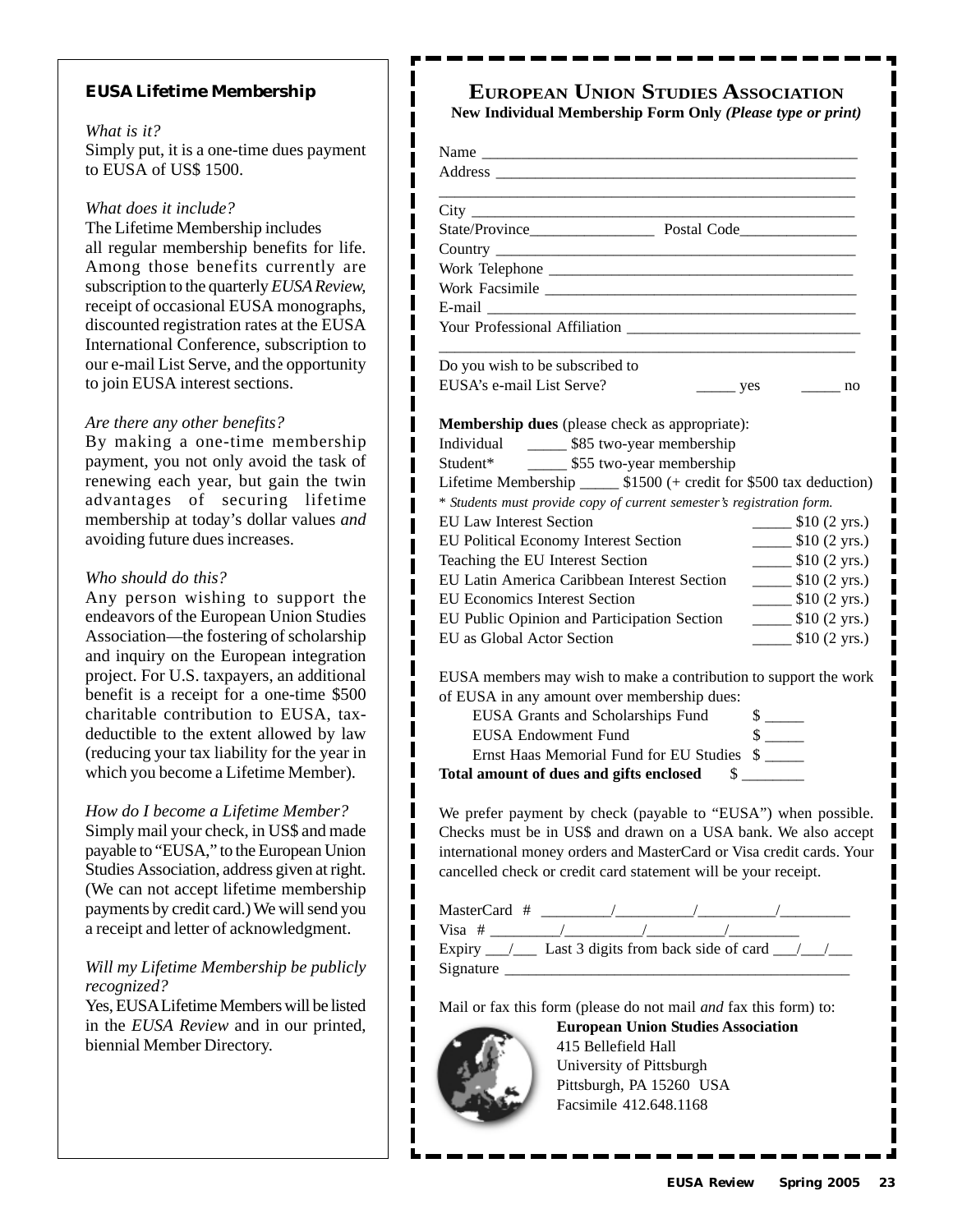### EUSA Lifetime Membership

*What is it?*

Simply put, it is a one-time dues payment to EUSA of US$ 1500.

*What does it include?*

The Lifetime Membership includes all regular membership benefits for life. Among those benefits currently are subscription to the quarterly *EUSA Review*, receipt of occasional EUSA monographs, discounted registration rates at the EUSA International Conference, subscription to our e-mail List Serve, and the opportunity to join EUSA interest sections.

*Are there any other benefits?*

By making a one-time membership payment, you not only avoid the task of renewing each year, but gain the twin advantages of securing lifetime membership at today's dollar values *and* avoiding future dues increases.

*Who should do this?*

Any person wishing to support the endeavors of the European Union Studies Association—the fostering of scholarship and inquiry on the European integration project. For U.S. taxpayers, an additional benefit is a receipt for a one-time $500 charitable contribution to EUSA, tax-deductible to the extent allowed by law (reducing your tax liability for the year in which you become a Lifetime Member).

*How do I become a Lifetime Member?*

Simply mail your check, in US$ and made payable to "EUSA," to the European Union Studies Association, address given at right. (We can not accept lifetime membership payments by credit card.) We will send you a receipt and letter of acknowledgment.

*Will my Lifetime Membership be publicly recognized?*

Yes, EUSA Lifetime Members will be listed in the *EUSA Review* and in our printed, biennial Member Directory.

## European Union Studies Association

**New Individual Membership Form Only** ***(Please type or print)***

Name \_\_\_\_\_\_\_\_\_\_\_\_\_\_\_\_\_\_\_\_\_\_\_\_\_\_\_\_\_\_\_\_\_\_\_\_\_\_\_\_

Address \_\_\_\_\_\_\_\_\_\_\_\_\_\_\_\_\_\_\_\_\_\_\_\_\_\_\_\_\_\_\_\_\_\_\_\_\_\_

\_\_\_\_\_\_\_\_\_\_\_\_\_\_\_\_\_\_\_\_\_\_\_\_\_\_\_\_\_\_\_\_\_\_\_\_\_\_\_\_\_\_\_\_

City \_\_\_\_\_\_\_\_\_\_\_\_\_\_\_\_\_\_\_\_\_\_\_\_\_\_\_\_\_\_\_\_\_\_\_\_\_\_\_\_\_

State/Province\_\_\_\_\_\_\_\_\_\_\_\_\_\_\_\_ Postal Code\_\_\_\_\_\_\_\_\_\_\_\_\_\_\_

Country \_\_\_\_\_\_\_\_\_\_\_\_\_\_\_\_\_\_\_\_\_\_\_\_\_\_\_\_\_\_\_\_\_\_\_\_\_\_

Work Telephone \_\_\_\_\_\_\_\_\_\_\_\_\_\_\_\_\_\_\_\_\_\_\_\_\_\_\_\_\_\_\_\_

Work Facsimile \_\_\_\_\_\_\_\_\_\_\_\_\_\_\_\_\_\_\_\_\_\_\_\_\_\_\_\_\_\_\_\_

E-mail \_\_\_\_\_\_\_\_\_\_\_\_\_\_\_\_\_\_\_\_\_\_\_\_\_\_\_\_\_\_\_\_\_\_\_\_\_\_\_

Your Professional Affiliation \_\_\_\_\_\_\_\_\_\_\_\_\_\_\_\_\_\_\_\_\_\_\_\_\_

\_\_\_\_\_\_\_\_\_\_\_\_\_\_\_\_\_\_\_\_\_\_\_\_\_\_\_\_\_\_\_\_\_\_\_\_\_\_\_\_\_\_\_\_

Do you wish to be subscribed to EUSA's e-mail List Serve? \_\_\_\_\_ yes \_\_\_\_\_ no

**Membership dues** (please check as appropriate):

Individual \_\_\_\_\_ $85 two-year membership

Student* \_\_\_\_\_ $55 two-year membership

Lifetime Membership \_\_\_\_\_ $1500 (+ credit for $500 tax deduction)

* *Students must provide copy of current semester's registration form.*

EU Law Interest Section \_\_\_\_\_ $10 (2 yrs.)

EU Political Economy Interest Section \_\_\_\_\_ $10 (2 yrs.)

Teaching the EU Interest Section \_\_\_\_\_ $10 (2 yrs.)

EU Latin America Caribbean Interest Section \_\_\_\_\_ $10 (2 yrs.)

EU Economics Interest Section \_\_\_\_\_ $10 (2 yrs.)

EU Public Opinion and Participation Section \_\_\_\_\_ $10 (2 yrs.)

EU as Global Actor Section \_\_\_\_\_ $10 (2 yrs.)

EUSA members may wish to make a contribution to support the work of EUSA in any amount over membership dues:

EUSA Grants and Scholarships Fund $ \_\_\_\_\_

EUSA Endowment Fund $ \_\_\_\_\_

Ernst Haas Memorial Fund for EU Studies $ \_\_\_\_\_

**Total amount of dues and gifts enclosed** $ \_\_\_\_\_\_\_\_

We prefer payment by check (payable to "EUSA") when possible. Checks must be in US$ and drawn on a USA bank. We also accept international money orders and MasterCard or Visa credit cards. Your cancelled check or credit card statement will be your receipt.

MasterCard # \_\_\_\_\_\_\_\_\_/\_\_\_\_\_\_\_\_\_\_/\_\_\_\_\_\_\_\_\_\_/\_\_\_\_\_\_\_\_\_

Visa # \_\_\_\_\_\_\_\_\_/\_\_\_\_\_\_\_\_\_\_/\_\_\_\_\_\_\_\_\_\_/\_\_\_\_\_\_\_\_\_

Expiry \_\_\_/\_\_\_ Last 3 digits from back side of card \_\_\_/\_\_\_/\_\_\_

Signature \_\_\_\_\_\_\_\_\_\_\_\_\_\_\_\_\_\_\_\_\_\_\_\_\_\_\_\_\_\_\_\_\_\_\_\_\_\_

Mail or fax this form (please do not mail *and* fax this form) to:

**European Union Studies Association**
415 Bellefield Hall
University of Pittsburgh
Pittsburgh, PA 15260 USA
Facsimile 412.648.1168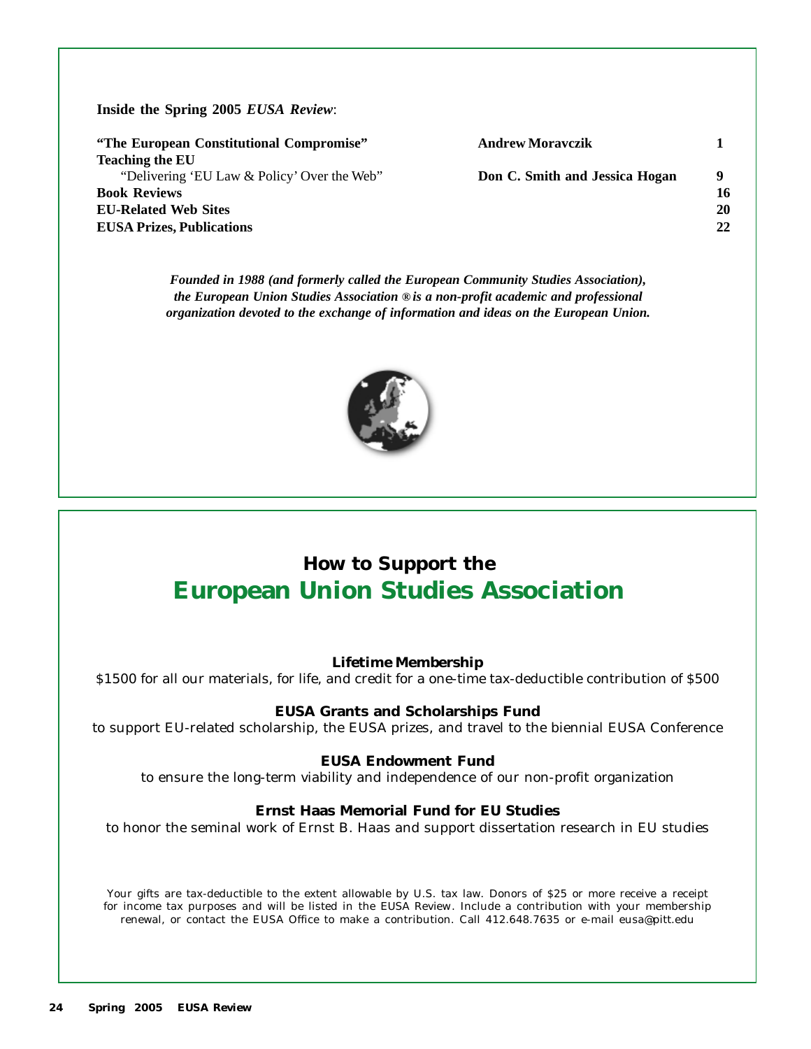**Inside the Spring 2005 *EUSA Review*:**

| | | |
|---|---|---|
| **"The European Constitutional Compromise"** | **Andrew Moravczik** | **1** |
| **Teaching the EU** | | |
| "Delivering 'EU Law & Policy' Over the Web" | **Don C. Smith and Jessica Hogan** | **9** |
| **Book Reviews** | | **16** |
| **EU-Related Web Sites** | | **20** |
| **EUSA Prizes, Publications** | | **22** |

***Founded in 1988 (and formerly called the European Community Studies Association), the European Union Studies Association ® is a non-profit academic and professional organization devoted to the exchange of information and ideas on the European Union.***

## How to Support the European Union Studies Association

**Lifetime Membership**
$1500 for all our materials, for life, and credit for a one-time tax-deductible contribution of $500

**EUSA Grants and Scholarships Fund**
to support EU-related scholarship, the EUSA prizes, and travel to the biennial EUSA Conference

**EUSA Endowment Fund**
to ensure the long-term viability and independence of our non-profit organization

**Ernst Haas Memorial Fund for EU Studies**
to honor the seminal work of Ernst B. Haas and support dissertation research in EU studies

Your gifts are tax-deductible to the extent allowable by U.S. tax law. Donors of $25 or more receive a receipt for income tax purposes and will be listed in the EUSA Review. Include a contribution with your membership renewal, or contact the EUSA Office to make a contribution. Call 412.648.7635 or e-mail eusa@pitt.edu